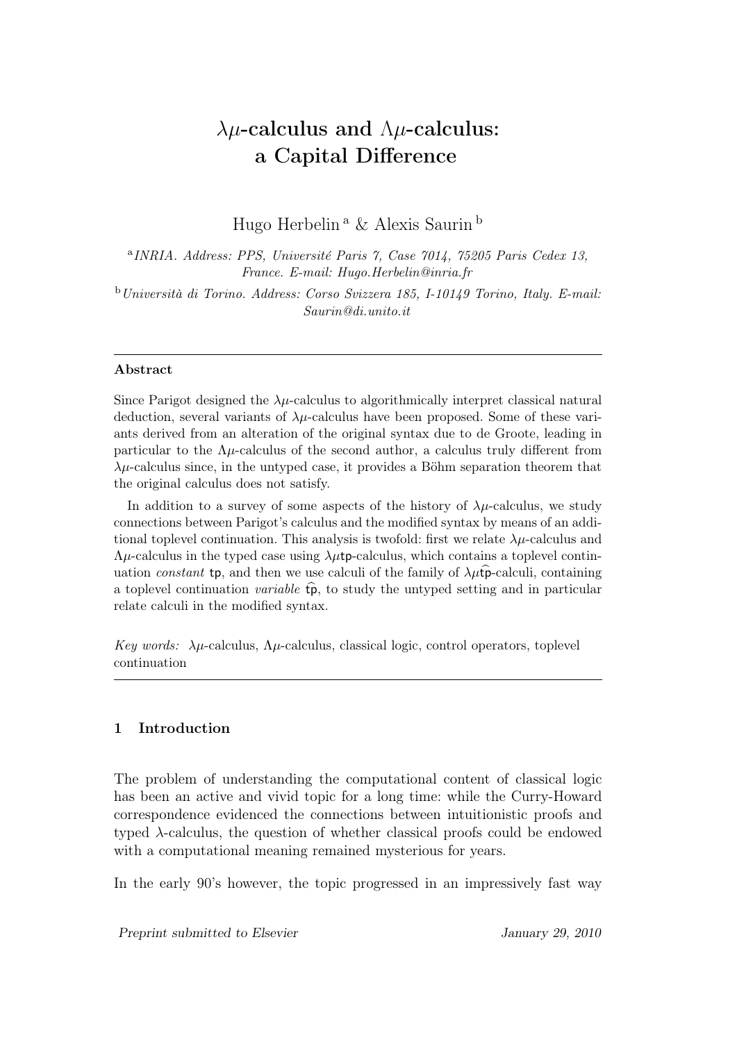# $\lambda\mu$-calculus and $\Lambda\mu$-calculus: a Capital Difference

Hugo Herbelin [a] & Alexis Saurin [b]

[a] *INRIA. Address: PPS, Université Paris 7, Case 7014, 75205 Paris Cedex 13, France. E-mail: Hugo.Herbelin@inria.fr*

[b] *Università di Torino. Address: Corso Svizzera 185, I-10149 Torino, Italy. E-mail: Saurin@di.unito.it*

---

**Abstract**

Since Parigot designed the $\lambda\mu$-calculus to algorithmically interpret classical natural deduction, several variants of $\lambda\mu$-calculus have been proposed. Some of these variants derived from an alteration of the original syntax due to de Groote, leading in particular to the $\Lambda\mu$-calculus of the second author, a calculus truly different from $\lambda\mu$-calculus since, in the untyped case, it provides a Böhm separation theorem that the original calculus does not satisfy.

In addition to a survey of some aspects of the history of $\lambda\mu$-calculus, we study connections between Parigot's calculus and the modified syntax by means of an additional toplevel continuation. This analysis is twofold: first we relate $\lambda\mu$-calculus and $\Lambda\mu$-calculus in the typed case using $\lambda\mu\mathsf{tp}$-calculus, which contains a toplevel continuation *constant* $\mathsf{tp}$, and then we use calculi of the family of $\lambda\mu\widehat{\mathsf{tp}}$-calculi, containing a toplevel continuation *variable* $\widehat{\mathsf{tp}}$, to study the untyped setting and in particular relate calculi in the modified syntax.

*Key words:* $\lambda\mu$-calculus, $\Lambda\mu$-calculus, classical logic, control operators, toplevel continuation

---

## 1 Introduction

The problem of understanding the computational content of classical logic has been an active and vivid topic for a long time: while the Curry-Howard correspondence evidenced the connections between intuitionistic proofs and typed $\lambda$-calculus, the question of whether classical proofs could be endowed with a computational meaning remained mysterious for years.

In the early 90's however, the topic progressed in an impressively fast way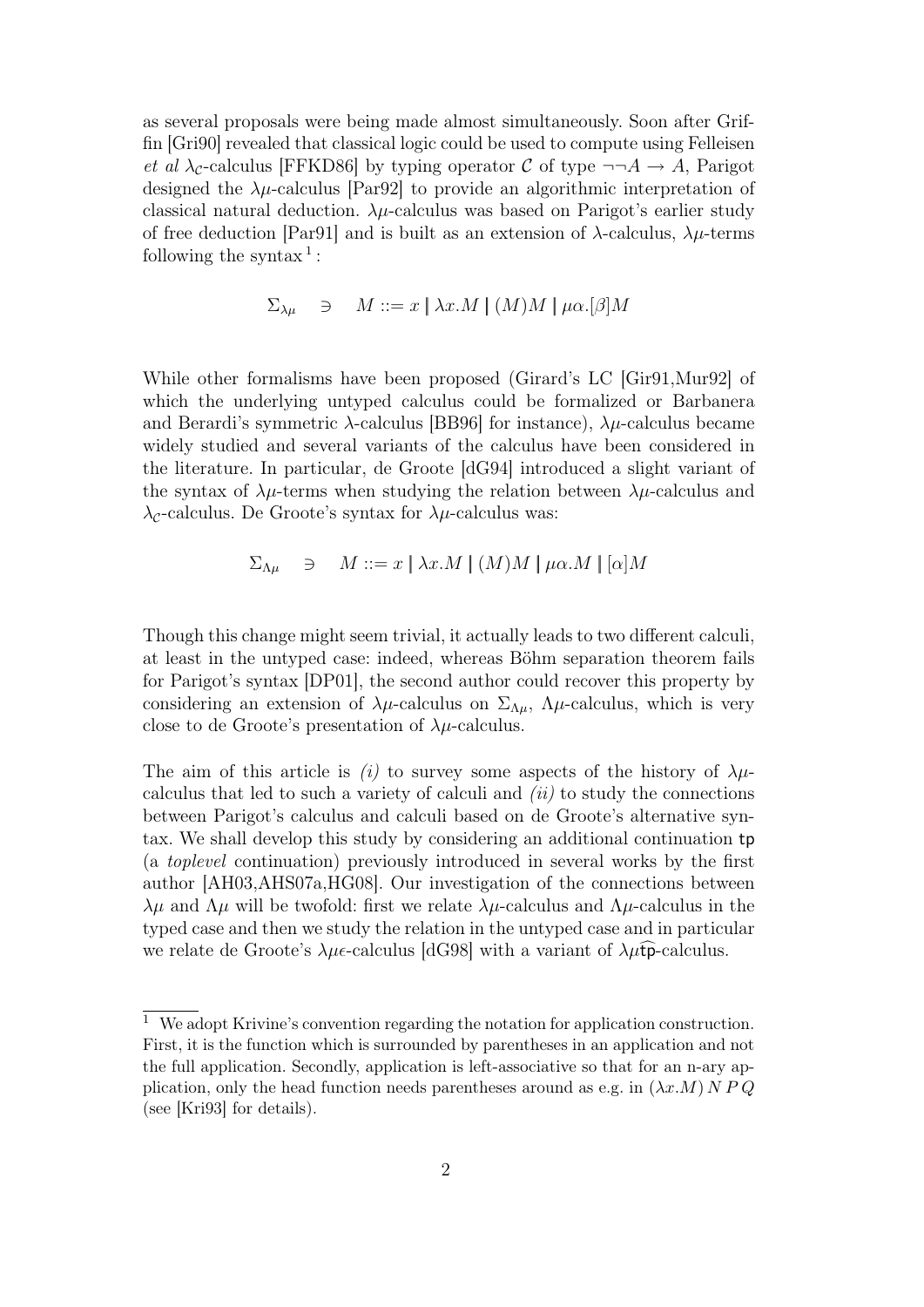as several proposals were being made almost simultaneously. Soon after Griffin [Gri90] revealed that classical logic could be used to compute using Felleisen *et al* $\lambda_{\mathcal{C}}$-calculus [FFKD86] by typing operator $\mathcal{C}$ of type $\neg\neg A \to A$, Parigot designed the $\lambda\mu$-calculus [Par92] to provide an algorithmic interpretation of classical natural deduction. $\lambda\mu$-calculus was based on Parigot's earlier study of free deduction [Par91] and is built as an extension of $\lambda$-calculus, $\lambda\mu$-terms following the syntax [1]:

$$\Sigma_{\lambda\mu} \quad \ni \quad M ::= x \mid \lambda x.M \mid (M)M \mid \mu\alpha.[\beta]M$$

While other formalisms have been proposed (Girard's LC [Gir91,Mur92] of which the underlying untyped calculus could be formalized or Barbanera and Berardi's symmetric $\lambda$-calculus [BB96] for instance), $\lambda\mu$-calculus became widely studied and several variants of the calculus have been considered in the literature. In particular, de Groote [dG94] introduced a slight variant of the syntax of $\lambda\mu$-terms when studying the relation between $\lambda\mu$-calculus and $\lambda_{\mathcal{C}}$-calculus. De Groote's syntax for $\lambda\mu$-calculus was:

$$\Sigma_{\Lambda\mu} \quad \ni \quad M ::= x \mid \lambda x.M \mid (M)M \mid \mu\alpha.M \mid [\alpha]M$$

Though this change might seem trivial, it actually leads to two different calculi, at least in the untyped case: indeed, whereas Böhm separation theorem fails for Parigot's syntax [DP01], the second author could recover this property by considering an extension of $\lambda\mu$-calculus on $\Sigma_{\Lambda\mu}$, $\Lambda\mu$-calculus, which is very close to de Groote's presentation of $\lambda\mu$-calculus.

The aim of this article is *(i)* to survey some aspects of the history of $\lambda\mu$-calculus that led to such a variety of calculi and *(ii)* to study the connections between Parigot's calculus and calculi based on de Groote's alternative syntax. We shall develop this study by considering an additional continuation $\mathsf{tp}$ (a *toplevel* continuation) previously introduced in several works by the first author [AH03,AHS07a,HG08]. Our investigation of the connections between $\lambda\mu$ and $\Lambda\mu$ will be twofold: first we relate $\lambda\mu$-calculus and $\Lambda\mu$-calculus in the typed case and then we study the relation in the untyped case and in particular we relate de Groote's $\lambda\mu\epsilon$-calculus [dG98] with a variant of $\lambda\mu\widehat{\mathsf{tp}}$-calculus.

[1] We adopt Krivine's convention regarding the notation for application construction. First, it is the function which is surrounded by parentheses in an application and not the full application. Secondly, application is left-associative so that for an n-ary application, only the head function needs parentheses around as e.g. in $(\lambda x.M)\, N\, P\, Q$ (see [Kri93] for details).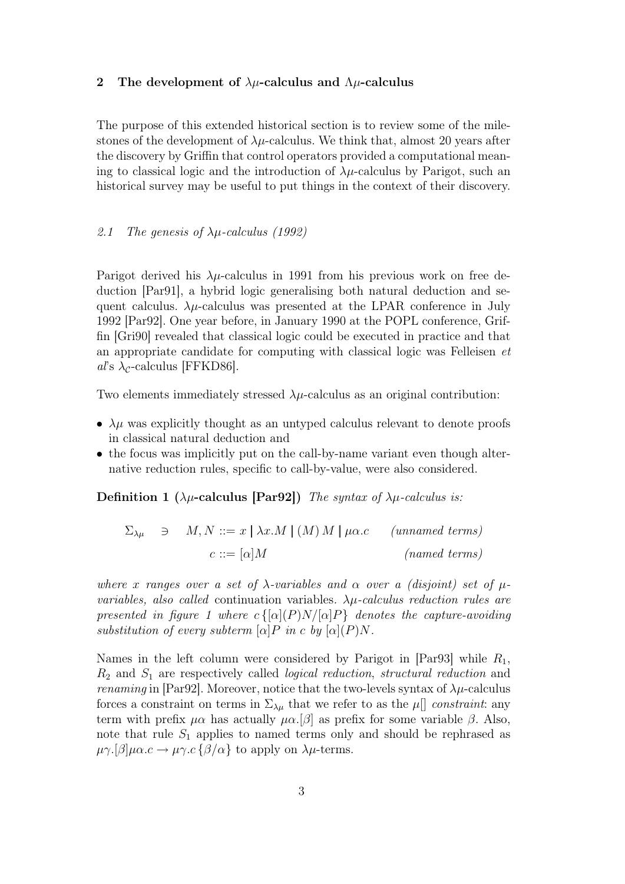## 2 The development of $\lambda\mu$-calculus and $\Lambda\mu$-calculus

The purpose of this extended historical section is to review some of the milestones of the development of $\lambda\mu$-calculus. We think that, almost 20 years after the discovery by Griffin that control operators provided a computational meaning to classical logic and the introduction of $\lambda\mu$-calculus by Parigot, such an historical survey may be useful to put things in the context of their discovery.

### *2.1 The genesis of $\lambda\mu$-calculus (1992)*

Parigot derived his $\lambda\mu$-calculus in 1991 from his previous work on free deduction [Par91], a hybrid logic generalising both natural deduction and sequent calculus. $\lambda\mu$-calculus was presented at the LPAR conference in July 1992 [Par92]. One year before, in January 1990 at the POPL conference, Griffin [Gri90] revealed that classical logic could be executed in practice and that an appropriate candidate for computing with classical logic was Felleisen *et al*'s $\lambda_{\mathcal{C}}$-calculus [FFKD86].

Two elements immediately stressed $\lambda\mu$-calculus as an original contribution:

- $\lambda\mu$ was explicitly thought as an untyped calculus relevant to denote proofs in classical natural deduction and
- the focus was implicitly put on the call-by-name variant even though alternative reduction rules, specific to call-by-value, were also considered.

**Definition 1 ($\lambda\mu$-calculus [Par92])** *The syntax of $\lambda\mu$-calculus is:*

$$\Sigma_{\lambda\mu} \quad \ni \quad M, N ::= x \mid \lambda x.M \mid (M)\, M \mid \mu\alpha.c \qquad \textit{(unnamed terms)}$$

$$c ::= [\alpha]M \qquad \textit{(named terms)}$$

*where $x$ ranges over a set of $\lambda$-variables and $\alpha$ over a (disjoint) set of $\mu$-variables, also called* continuation variables. *$\lambda\mu$-calculus reduction rules are presented in figure 1 where $c\,\{[\alpha](P)N/[\alpha]P\}$ denotes the capture-avoiding substitution of every subterm $[\alpha]P$ in $c$ by $[\alpha](P)N$.*

Names in the left column were considered by Parigot in [Par93] while $R_1$, $R_2$ and $S_1$ are respectively called *logical reduction*, *structural reduction* and *renaming* in [Par92]. Moreover, notice that the two-levels syntax of $\lambda\mu$-calculus forces a constraint on terms in $\Sigma_{\lambda\mu}$ that we refer to as the *$\mu[]$ constraint*: any term with prefix $\mu\alpha$ has actually $\mu\alpha.[\beta]$ as prefix for some variable $\beta$. Also, note that rule $S_1$ applies to named terms only and should be rephrased as $\mu\gamma.[\beta]\mu\alpha.c \rightarrow \mu\gamma.c\,\{\beta/\alpha\}$ to apply on $\lambda\mu$-terms.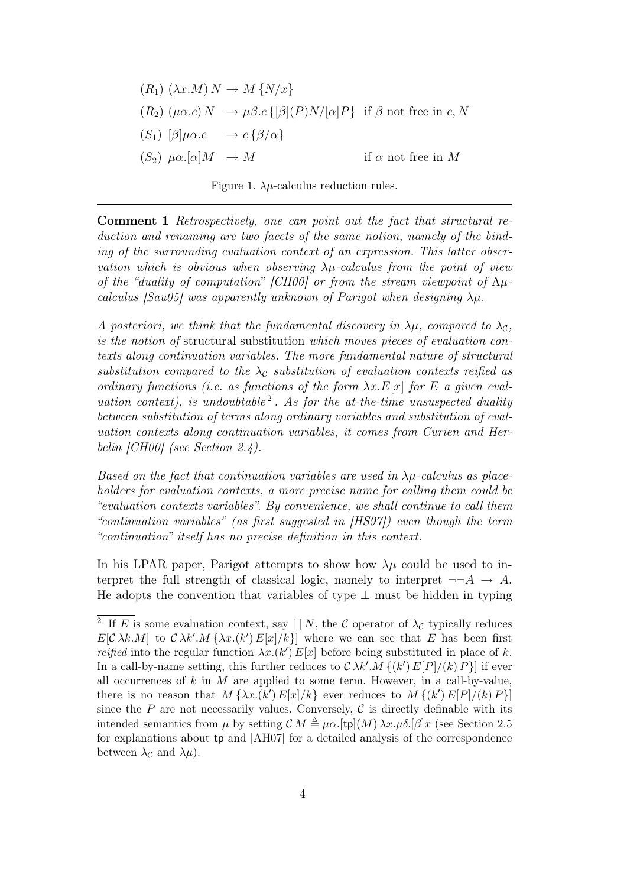$$
\begin{array}{lll}
(R_1)\ (\lambda x.M)\,N & \to M\,\{N/x\} & \\
(R_2)\ (\mu\alpha.c)\,N & \to \mu\beta.c\,\{[\beta](P)N/[\alpha]P\} & \text{if } \beta \text{ not free in } c, N \\
(S_1)\ [\beta]\mu\alpha.c & \to c\,\{\beta/\alpha\} & \\
(S_2)\ \mu\alpha.[\alpha]M & \to M & \text{if } \alpha \text{ not free in } M
\end{array}
$$

Figure 1. $\lambda\mu$-calculus reduction rules.

---

**Comment 1** *Retrospectively, one can point out the fact that structural reduction and renaming are two facets of the same notion, namely of the binding of the surrounding evaluation context of an expression. This latter observation which is obvious when observing $\lambda\mu$-calculus from the point of view of the "duality of computation" [CH00] or from the stream viewpoint of $\Lambda\mu$-calculus [Sau05] was apparently unknown of Parigot when designing $\lambda\mu$.*

*A posteriori, we think that the fundamental discovery in $\lambda\mu$, compared to $\lambda_{\mathcal{C}}$, is the notion of* structural *substitution which moves pieces of evaluation contexts along continuation variables. The more fundamental nature of structural substitution compared to the $\lambda_{\mathcal{C}}$ substitution of evaluation contexts reified as ordinary functions (i.e. as functions of the form $\lambda x.E[x]$ for $E$ a given evaluation context), is undoubtable*[2]*. As for the at-the-time unsuspected duality between substitution of terms along ordinary variables and substitution of evaluation contexts along continuation variables, it comes from Curien and Herbelin [CH00] (see Section 2.4).*

*Based on the fact that continuation variables are used in $\lambda\mu$-calculus as placeholders for evaluation contexts, a more precise name for calling them could be "evaluation contexts variables". By convenience, we shall continue to call them "continuation variables" (as first suggested in [HS97]) even though the term "continuation" itself has no precise definition in this context.*

In his LPAR paper, Parigot attempts to show how $\lambda\mu$ could be used to interpret the full strength of classical logic, namely to interpret $\neg\neg A \to A$. He adopts the convention that variables of type $\bot$ must be hidden in typing

---

[2] If $E$ is some evaluation context, say $[\,]\,N$, the $\mathcal{C}$ operator of $\lambda_{\mathcal{C}}$ typically reduces $E[\mathcal{C}\,\lambda k.M]$ to $\mathcal{C}\,\lambda k'.M\,\{\lambda x.(k')\,E[x]/k\}$ where we can see that $E$ has been first *reified* into the regular function $\lambda x.(k')\,E[x]$ before being substituted in place of $k$. In a call-by-name setting, this further reduces to $\mathcal{C}\,\lambda k'.M\,\{(k')\,E[P]/(k)\,P\}]$ if ever all occurrences of $k$ in $M$ are applied to some term. However, in a call-by-value, there is no reason that $M\,\{\lambda x.(k')\,E[x]/k\}$ ever reduces to $M\,\{(k')\,E[P]/(k)\,P\}]$ since the $P$ are not necessarily values. Conversely, $\mathcal{C}$ is directly definable with its intended semantics from $\mu$ by setting $\mathcal{C}\,M \triangleq \mu\alpha.[\mathsf{tp}](M)\,\lambda x.\mu\delta.[\beta]x$ (see Section 2.5 for explanations about $\mathsf{tp}$ and [AH07] for a detailed analysis of the correspondence between $\lambda_{\mathcal{C}}$ and $\lambda\mu$).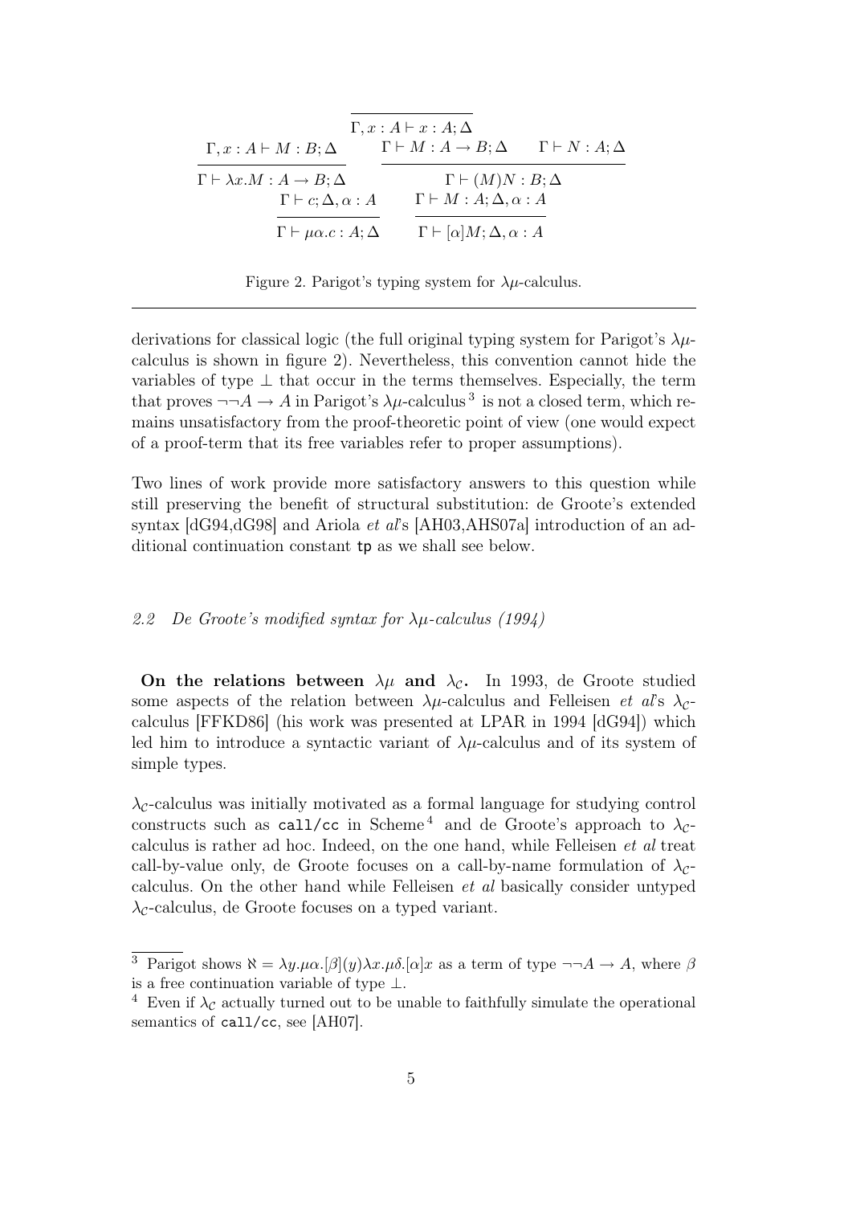$$\dfrac{}{\Gamma, x : A \vdash x : A; \Delta}$$

$$\dfrac{\Gamma, x : A \vdash M : B; \Delta}{\Gamma \vdash \lambda x.M : A \to B; \Delta} \qquad \dfrac{\Gamma \vdash M : A \to B; \Delta \qquad \Gamma \vdash N : A; \Delta}{\Gamma \vdash (M)N : B; \Delta}$$

$$\dfrac{\Gamma \vdash c; \Delta, \alpha : A}{\Gamma \vdash \mu\alpha.c : A; \Delta} \qquad \dfrac{\Gamma \vdash M : A; \Delta, \alpha : A}{\Gamma \vdash [\alpha]M; \Delta, \alpha : A}$$

Figure 2. Parigot's typing system for $\lambda\mu$-calculus.

derivations for classical logic (the full original typing system for Parigot's $\lambda\mu$-calculus is shown in figure 2). Nevertheless, this convention cannot hide the variables of type $\bot$ that occur in the terms themselves. Especially, the term that proves $\neg\neg A \to A$ in Parigot's $\lambda\mu$-calculus [3] is not a closed term, which remains unsatisfactory from the proof-theoretic point of view (one would expect of a proof-term that its free variables refer to proper assumptions).

Two lines of work provide more satisfactory answers to this question while still preserving the benefit of structural substitution: de Groote's extended syntax [dG94,dG98] and Ariola *et al*'s [AH03,AHS07a] introduction of an additional continuation constant `tp` as we shall see below.

### *2.2 De Groote's modified syntax for $\lambda\mu$-calculus (1994)*

**On the relations between $\lambda\mu$ and $\lambda_{\mathcal{C}}$.** In 1993, de Groote studied some aspects of the relation between $\lambda\mu$-calculus and Felleisen *et al*'s $\lambda_{\mathcal{C}}$-calculus [FFKD86] (his work was presented at LPAR in 1994 [dG94]) which led him to introduce a syntactic variant of $\lambda\mu$-calculus and of its system of simple types.

$\lambda_{\mathcal{C}}$-calculus was initially motivated as a formal language for studying control constructs such as `call/cc` in Scheme [4] and de Groote's approach to $\lambda_{\mathcal{C}}$-calculus is rather ad hoc. Indeed, on the one hand, while Felleisen *et al* treat call-by-value only, de Groote focuses on a call-by-name formulation of $\lambda_{\mathcal{C}}$-calculus. On the other hand while Felleisen *et al* basically consider untyped $\lambda_{\mathcal{C}}$-calculus, de Groote focuses on a typed variant.

[3] Parigot shows $\aleph = \lambda y.\mu\alpha.[\beta](y)\lambda x.\mu\delta.[\alpha]x$ as a term of type $\neg\neg A \to A$, where $\beta$ is a free continuation variable of type $\bot$.

[4] Even if $\lambda_{\mathcal{C}}$ actually turned out to be unable to faithfully simulate the operational semantics of `call/cc`, see [AH07].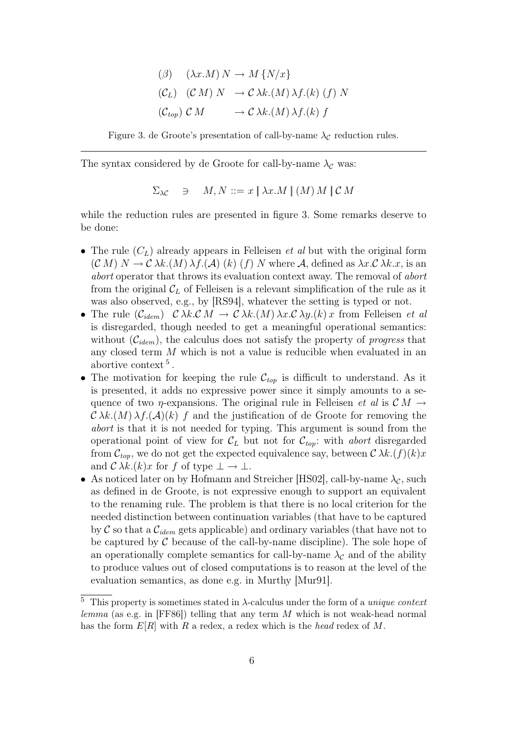$$
\begin{array}{lll}
(\beta) & (\lambda x.M)\, N & \rightarrow M\,\{N/x\} \\
(\mathcal{C}_L) & (\mathcal{C}\, M)\; N & \rightarrow \mathcal{C}\,\lambda k.(M)\,\lambda f.(k)\;(f)\;N \\
(\mathcal{C}_{top}) & \mathcal{C}\, M & \rightarrow \mathcal{C}\,\lambda k.(M)\,\lambda f.(k)\;f
\end{array}
$$

Figure 3. de Groote's presentation of call-by-name $\lambda_{\mathcal{C}}$ reduction rules.

---

The syntax considered by de Groote for call-by-name $\lambda_{\mathcal{C}}$ was:

$$\Sigma_{\lambda\mathcal{C}} \quad \ni \quad M, N ::= x \mid \lambda x.M \mid (M)\,M \mid \mathcal{C}\,M$$

while the reduction rules are presented in figure 3. Some remarks deserve to be done:

- The rule $(C_L)$ already appears in Felleisen *et al* but with the original form $(\mathcal{C}\,M)\;N \rightarrow \mathcal{C}\,\lambda k.(M)\,\lambda f.(\mathcal{A})\;(k)\;(f)\;N$ where $\mathcal{A}$, defined as $\lambda x.\mathcal{C}\,\lambda k.x$, is an *abort* operator that throws its evaluation context away. The removal of *abort* from the original $\mathcal{C}_L$ of Felleisen is a relevant simplification of the rule as it was also observed, e.g., by [RS94], whatever the setting is typed or not.
- The rule $(\mathcal{C}_{idem})$ $\;\mathcal{C}\,\lambda k.\mathcal{C}\,M \rightarrow \mathcal{C}\,\lambda k.(M)\,\lambda x.\mathcal{C}\,\lambda y.(k)\,x$ from Felleisen *et al* is disregarded, though needed to get a meaningful operational semantics: without $(\mathcal{C}_{idem})$, the calculus does not satisfy the property of *progress* that any closed term $M$ which is not a value is reducible when evaluated in an abortive context[5].
- The motivation for keeping the rule $\mathcal{C}_{top}$ is difficult to understand. As it is presented, it adds no expressive power since it simply amounts to a sequence of two $\eta$-expansions. The original rule in Felleisen *et al* is $\mathcal{C}\,M \rightarrow \mathcal{C}\,\lambda k.(M)\,\lambda f.(\mathcal{A})(k)\;f$ and the justification of de Groote for removing the *abort* is that it is not needed for typing. This argument is sound from the operational point of view for $\mathcal{C}_L$ but not for $\mathcal{C}_{top}$: with *abort* disregarded from $\mathcal{C}_{top}$, we do not get the expected equivalence say, between $\mathcal{C}\,\lambda k.(f)(k)x$ and $\mathcal{C}\,\lambda k.(k)x$ for $f$ of type $\bot \rightarrow \bot$.
- As noticed later on by Hofmann and Streicher [HS02], call-by-name $\lambda_{\mathcal{C}}$, such as defined in de Groote, is not expressive enough to support an equivalent to the renaming rule. The problem is that there is no local criterion for the needed distinction between continuation variables (that have to be captured by $\mathcal{C}$ so that a $\mathcal{C}_{idem}$ gets applicable) and ordinary variables (that have not to be captured by $\mathcal{C}$ because of the call-by-name discipline). The sole hope of an operationally complete semantics for call-by-name $\lambda_{\mathcal{C}}$ and of the ability to produce values out of closed computations is to reason at the level of the evaluation semantics, as done e.g. in Murthy [Mur91].

---

[5] This property is sometimes stated in $\lambda$-calculus under the form of a *unique context lemma* (as e.g. in [FF86]) telling that any term $M$ which is not weak-head normal has the form $E[R]$ with $R$ a redex, a redex which is the *head* redex of $M$.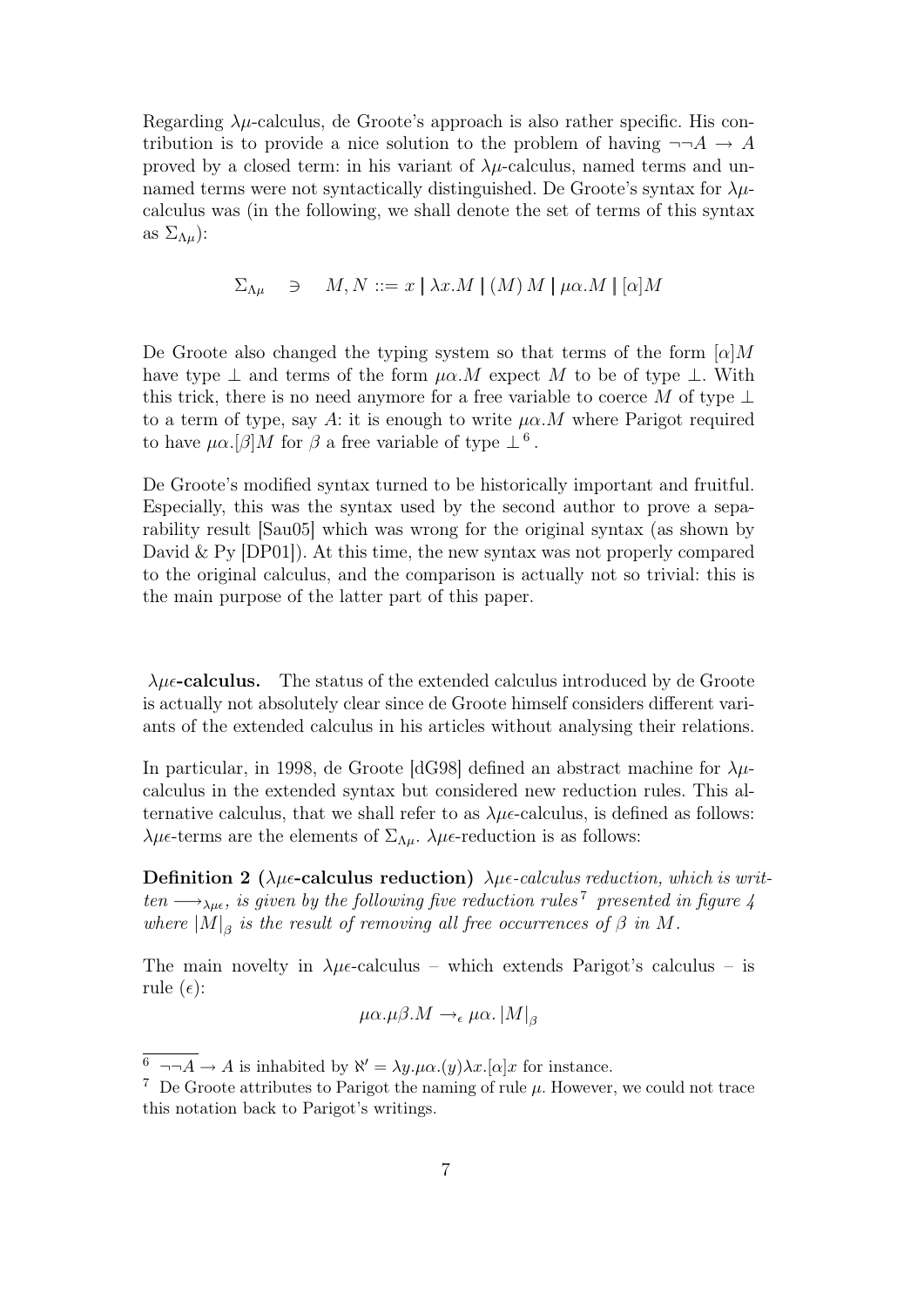Regarding $\lambda\mu$-calculus, de Groote's approach is also rather specific. His contribution is to provide a nice solution to the problem of having $\neg\neg A \to A$ proved by a closed term: in his variant of $\lambda\mu$-calculus, named terms and unnamed terms were not syntactically distinguished. De Groote's syntax for $\lambda\mu$-calculus was (in the following, we shall denote the set of terms of this syntax as $\Sigma_{\Lambda\mu}$):

$$\Sigma_{\Lambda\mu} \quad \ni \quad M, N ::= x \mid \lambda x.M \mid (M)\, M \mid \mu\alpha.M \mid [\alpha]M$$

De Groote also changed the typing system so that terms of the form $[\alpha]M$ have type $\bot$ and terms of the form $\mu\alpha.M$ expect $M$ to be of type $\bot$. With this trick, there is no need anymore for a free variable to coerce $M$ of type $\bot$ to a term of type, say $A$: it is enough to write $\mu\alpha.M$ where Parigot required to have $\mu\alpha.[\beta]M$ for $\beta$ a free variable of type $\bot$ [6].

De Groote's modified syntax turned to be historically important and fruitful. Especially, this was the syntax used by the second author to prove a separability result [Sau05] which was wrong for the original syntax (as shown by David & Py [DP01]). At this time, the new syntax was not properly compared to the original calculus, and the comparison is actually not so trivial: this is the main purpose of the latter part of this paper.

**$\lambda\mu\epsilon$-calculus.** The status of the extended calculus introduced by de Groote is actually not absolutely clear since de Groote himself considers different variants of the extended calculus in his articles without analysing their relations.

In particular, in 1998, de Groote [dG98] defined an abstract machine for $\lambda\mu$-calculus in the extended syntax but considered new reduction rules. This alternative calculus, that we shall refer to as $\lambda\mu\epsilon$-calculus, is defined as follows: $\lambda\mu\epsilon$-terms are the elements of $\Sigma_{\Lambda\mu}$. $\lambda\mu\epsilon$-reduction is as follows:

**Definition 2 ($\lambda\mu\epsilon$-calculus reduction)** *$\lambda\mu\epsilon$-calculus reduction, which is written $\longrightarrow_{\lambda\mu\epsilon}$, is given by the following five reduction rules [7] presented in figure 4 where $|M|_\beta$ is the result of removing all free occurrences of $\beta$ in $M$.*

The main novelty in $\lambda\mu\epsilon$-calculus – which extends Parigot's calculus – is rule $(\epsilon)$:

$$\mu\alpha.\mu\beta.M \to_\epsilon \mu\alpha.\,|M|_\beta$$

[6] $\neg\neg A \to A$ is inhabited by $\aleph' = \lambda y.\mu\alpha.(y)\lambda x.[\alpha]x$ for instance.

[7] De Groote attributes to Parigot the naming of rule $\mu$. However, we could not trace this notation back to Parigot's writings.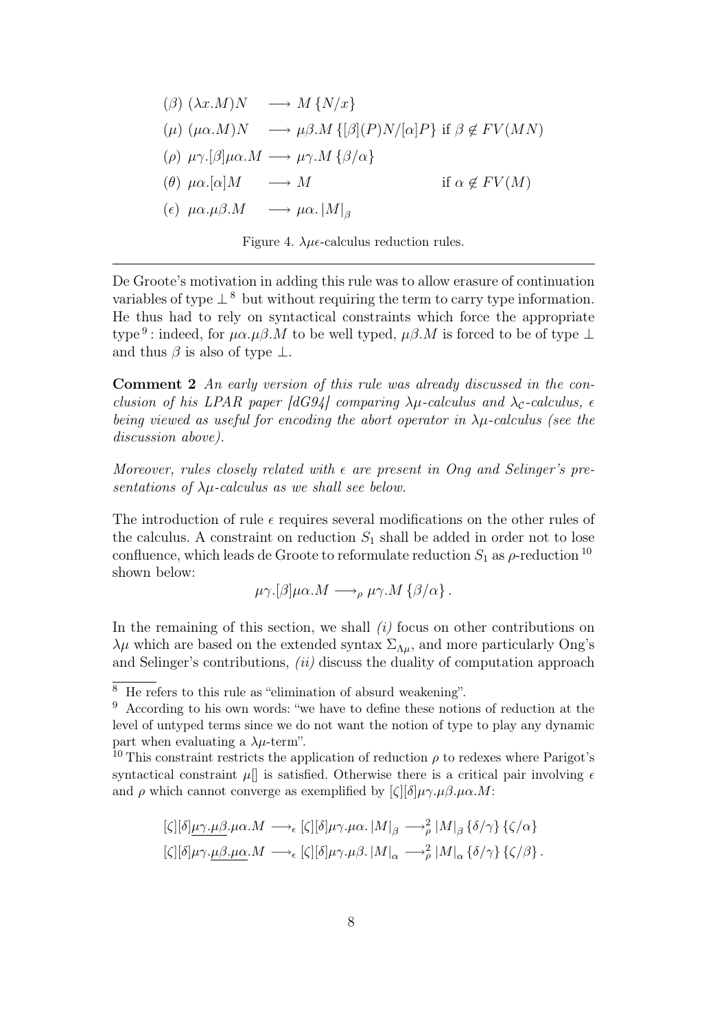$$
\begin{array}{llll}
(\beta) & (\lambda x.M)N & \longrightarrow M\{N/x\} & \\
(\mu) & (\mu\alpha.M)N & \longrightarrow \mu\beta.M\{[\beta](P)N/[\alpha]P\} & \text{if } \beta \notin FV(MN) \\
(\rho) & \mu\gamma.[\beta]\mu\alpha.M & \longrightarrow \mu\gamma.M\{\beta/\alpha\} & \\
(\theta) & \mu\alpha.[\alpha]M & \longrightarrow M & \text{if } \alpha \notin FV(M) \\
(\epsilon) & \mu\alpha.\mu\beta.M & \longrightarrow \mu\alpha.\,|M|_\beta &
\end{array}
$$

Figure 4. $\lambda\mu\epsilon$-calculus reduction rules.

De Groote's motivation in adding this rule was to allow erasure of continuation variables of type $\bot$ [8] but without requiring the term to carry type information. He thus had to rely on syntactical constraints which force the appropriate type [9]: indeed, for $\mu\alpha.\mu\beta.M$ to be well typed, $\mu\beta.M$ is forced to be of type $\bot$ and thus $\beta$ is also of type $\bot$.

**Comment 2** *An early version of this rule was already discussed in the conclusion of his LPAR paper [dG94] comparing $\lambda\mu$-calculus and $\lambda_{\mathcal{C}}$-calculus, $\epsilon$ being viewed as useful for encoding the abort operator in $\lambda\mu$-calculus (see the discussion above).*

*Moreover, rules closely related with $\epsilon$ are present in Ong and Selinger's presentations of $\lambda\mu$-calculus as we shall see below.*

The introduction of rule $\epsilon$ requires several modifications on the other rules of the calculus. A constraint on reduction $S_1$ shall be added in order not to lose confluence, which leads de Groote to reformulate reduction $S_1$ as $\rho$-reduction [10] shown below:

$$\mu\gamma.[\beta]\mu\alpha.M \longrightarrow_\rho \mu\gamma.M\{\beta/\alpha\}.$$

In the remaining of this section, we shall *(i)* focus on other contributions on $\lambda\mu$ which are based on the extended syntax $\Sigma_{\Lambda\mu}$, and more particularly Ong's and Selinger's contributions, *(ii)* discuss the duality of computation approach

---

[8] He refers to this rule as "elimination of absurd weakening".

[9] According to his own words: "we have to define these notions of reduction at the level of untyped terms since we do not want the notion of type to play any dynamic part when evaluating a $\lambda\mu$-term".

[10] This constraint restricts the application of reduction $\rho$ to redexes where Parigot's syntactical constraint $\mu[]$ is satisfied. Otherwise there is a critical pair involving $\epsilon$ and $\rho$ which cannot converge as exemplified by $[\zeta][\delta]\mu\gamma.\mu\beta.\mu\alpha.M$:

$$
\begin{array}{l}
[\zeta][\delta]\underline{\mu\gamma.\mu\beta}.\mu\alpha.M \longrightarrow_\epsilon [\zeta][\delta]\mu\gamma.\mu\alpha.\,|M|_\beta \longrightarrow^2_\rho |M|_\beta\{\delta/\gamma\}\{\zeta/\alpha\} \\
[\zeta][\delta]\mu\gamma.\underline{\mu\beta.\mu\alpha}.M \longrightarrow_\epsilon [\zeta][\delta]\mu\gamma.\mu\beta.\,|M|_\alpha \longrightarrow^2_\rho |M|_\alpha\{\delta/\gamma\}\{\zeta/\beta\}.
\end{array}
$$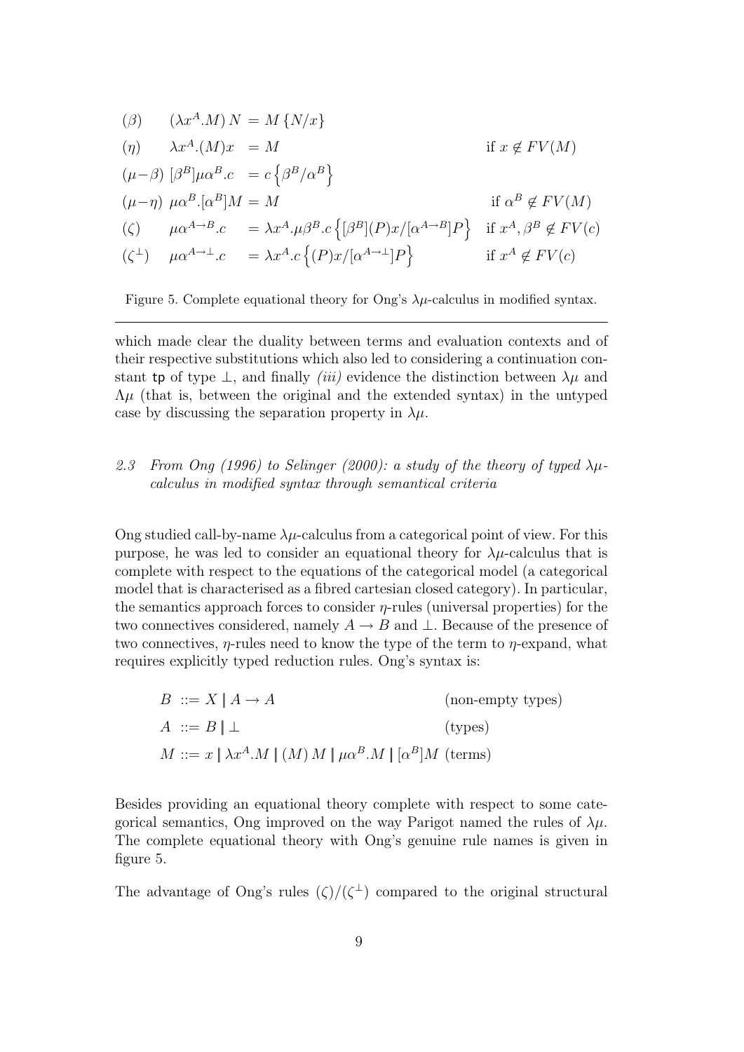$$
\begin{array}{llll}
(\beta) & (\lambda x^A.M)\,N & = M\,\{N/x\} & \\
(\eta) & \lambda x^A.(M)x & = M & \text{if } x \notin FV(M) \\
(\mu-\beta) & [\beta^B]\mu\alpha^B.c & = c\left\{\beta^B/\alpha^B\right\} & \\
(\mu-\eta) & \mu\alpha^B.[\alpha^B]M & = M & \text{if } \alpha^B \notin FV(M) \\
(\zeta) & \mu\alpha^{A\to B}.c & = \lambda x^A.\mu\beta^B.c\left\{[\beta^B](P)x/[\alpha^{A\to B}]P\right\} & \text{if } x^A, \beta^B \notin FV(c) \\
(\zeta^\perp) & \mu\alpha^{A\to\perp}.c & = \lambda x^A.c\left\{(P)x/[\alpha^{A\to\perp}]P\right\} & \text{if } x^A \notin FV(c)
\end{array}
$$

Figure 5. Complete equational theory for Ong's $\lambda\mu$-calculus in modified syntax.

---

which made clear the duality between terms and evaluation contexts and of their respective substitutions which also led to considering a continuation constant $\mathsf{tp}$ of type $\perp$, and finally *(iii)* evidence the distinction between $\lambda\mu$ and $\Lambda\mu$ (that is, between the original and the extended syntax) in the untyped case by discussing the separation property in $\lambda\mu$.

### *2.3 From Ong (1996) to Selinger (2000): a study of the theory of typed $\lambda\mu$-calculus in modified syntax through semantical criteria*

Ong studied call-by-name $\lambda\mu$-calculus from a categorical point of view. For this purpose, he was led to consider an equational theory for $\lambda\mu$-calculus that is complete with respect to the equations of the categorical model (a categorical model that is characterised as a fibred cartesian closed category). In particular, the semantics approach forces to consider $\eta$-rules (universal properties) for the two connectives considered, namely $A \to B$ and $\perp$. Because of the presence of two connectives, $\eta$-rules need to know the type of the term to $\eta$-expand, what requires explicitly typed reduction rules. Ong's syntax is:

$$
\begin{array}{lll}
B & ::= X \mid A \to A & \text{(non-empty types)} \\
A & ::= B \mid \perp & \text{(types)} \\
M & ::= x \mid \lambda x^A.M \mid (M)\,M \mid \mu\alpha^B.M \mid [\alpha^B]M & \text{(terms)}
\end{array}
$$

Besides providing an equational theory complete with respect to some categorical semantics, Ong improved on the way Parigot named the rules of $\lambda\mu$. The complete equational theory with Ong's genuine rule names is given in figure 5.

The advantage of Ong's rules $(\zeta)/(\zeta^\perp)$ compared to the original structural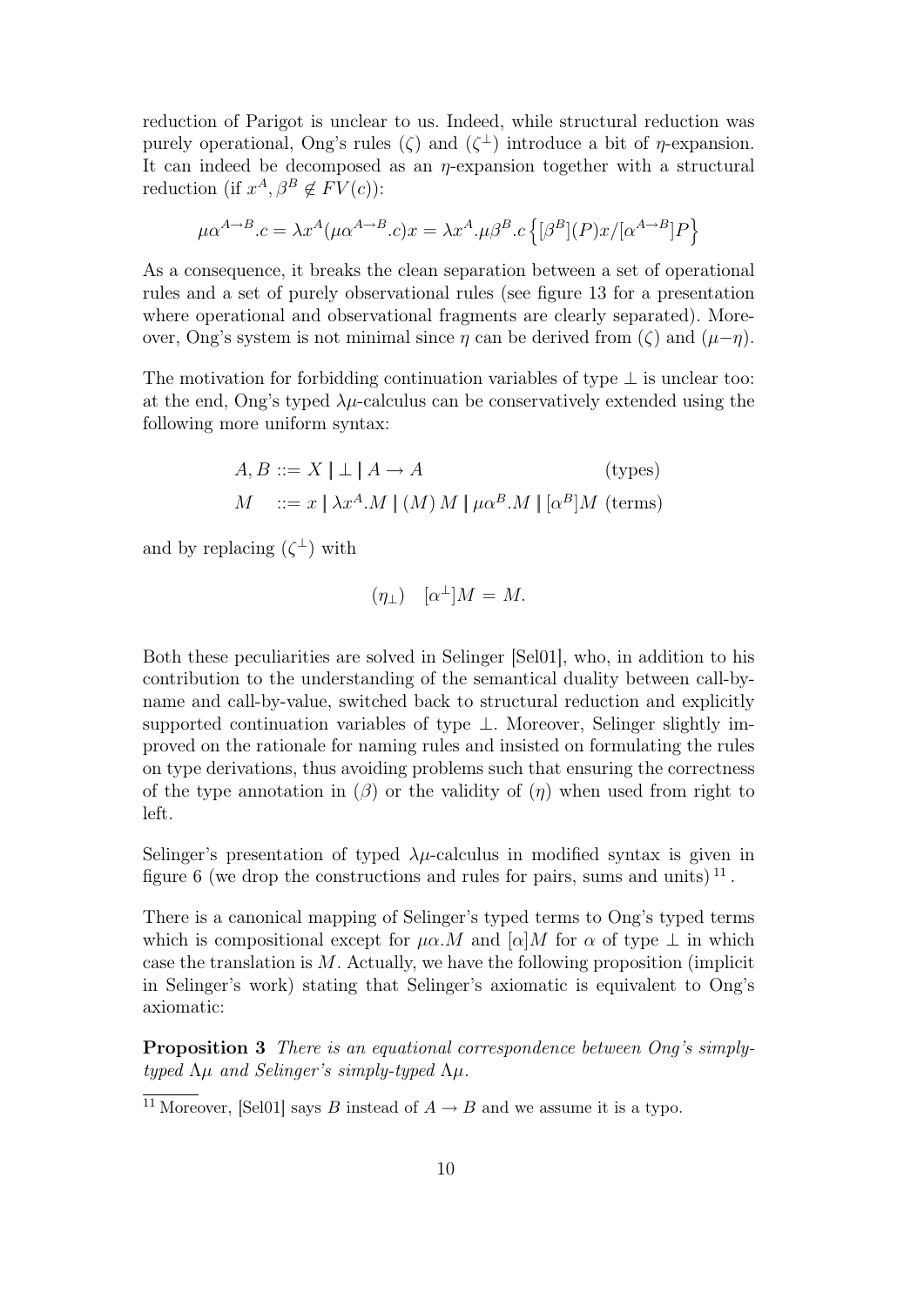reduction of Parigot is unclear to us. Indeed, while structural reduction was purely operational, Ong's rules ($\zeta$) and ($\zeta^{\perp}$) introduce a bit of $\eta$-expansion. It can indeed be decomposed as an $\eta$-expansion together with a structural reduction (if $x^A, \beta^B \notin FV(c)$):

$$\mu\alpha^{A\to B}.c = \lambda x^A(\mu\alpha^{A\to B}.c)x = \lambda x^A.\mu\beta^B.c\left\{[\beta^B](P)x/[\alpha^{A\to B}]P\right\}$$

As a consequence, it breaks the clean separation between a set of operational rules and a set of purely observational rules (see figure 13 for a presentation where operational and observational fragments are clearly separated). Moreover, Ong's system is not minimal since $\eta$ can be derived from ($\zeta$) and ($\mu$−$\eta$).

The motivation for forbidding continuation variables of type $\perp$ is unclear too: at the end, Ong's typed $\lambda\mu$-calculus can be conservatively extended using the following more uniform syntax:

$$\begin{aligned} A, B &::= X \mid \perp \mid A \to A && \text{(types)} \\ M &::= x \mid \lambda x^A.M \mid (M)\,M \mid \mu\alpha^B.M \mid [\alpha^B]M && \text{(terms)} \end{aligned}$$

and by replacing ($\zeta^{\perp}$) with

$$(\eta_{\perp}) \quad [\alpha^{\perp}]M = M.$$

Both these peculiarities are solved in Selinger [Sel01], who, in addition to his contribution to the understanding of the semantical duality between call-by-name and call-by-value, switched back to structural reduction and explicitly supported continuation variables of type $\perp$. Moreover, Selinger slightly improved on the rationale for naming rules and insisted on formulating the rules on type derivations, thus avoiding problems such that ensuring the correctness of the type annotation in ($\beta$) or the validity of ($\eta$) when used from right to left.

Selinger's presentation of typed $\lambda\mu$-calculus in modified syntax is given in figure 6 (we drop the constructions and rules for pairs, sums and units) [11].

There is a canonical mapping of Selinger's typed terms to Ong's typed terms which is compositional except for $\mu\alpha.M$ and $[\alpha]M$ for $\alpha$ of type $\perp$ in which case the translation is $M$. Actually, we have the following proposition (implicit in Selinger's work) stating that Selinger's axiomatic is equivalent to Ong's axiomatic:

**Proposition 3** *There is an equational correspondence between Ong's simply-typed $\Lambda\mu$ and Selinger's simply-typed $\Lambda\mu$.*

[11] Moreover, [Sel01] says $B$ instead of $A \to B$ and we assume it is a typo.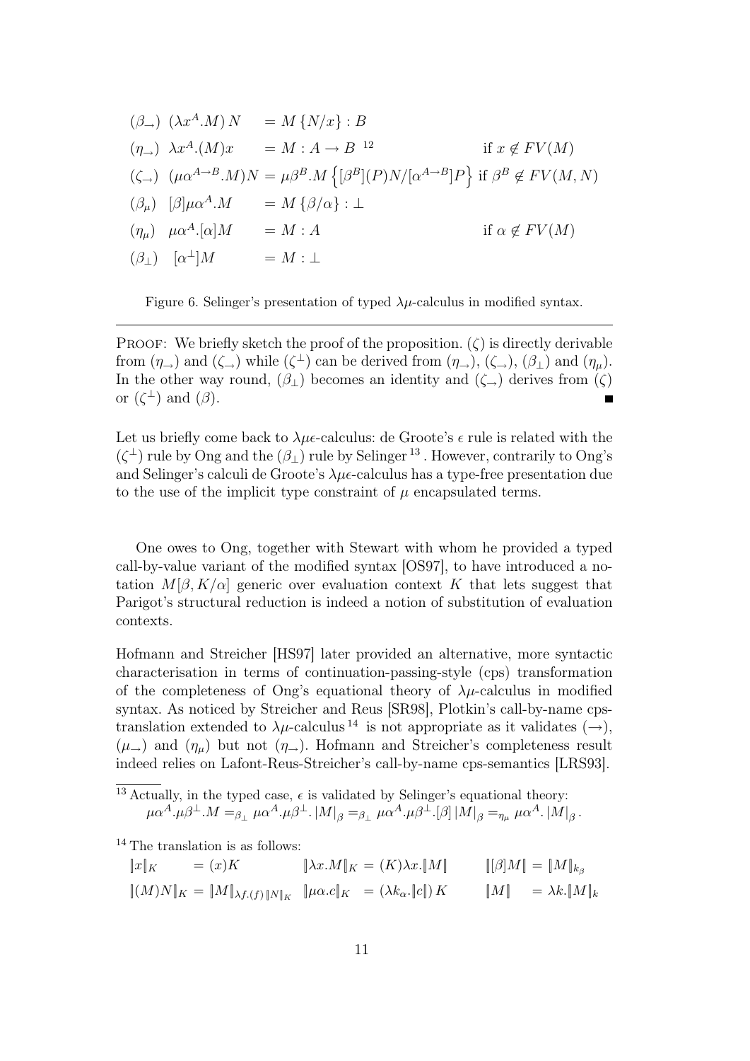$$
\begin{array}{llll}
(\beta_\rightarrow) & (\lambda x^A.M)\,N & = M\,\{N/x\} : B & \\
(\eta_\rightarrow) & \lambda x^A.(M)x & = M : A \rightarrow B\ ^{12} & \text{if } x \notin FV(M) \\
(\zeta_\rightarrow) & (\mu\alpha^{A\rightarrow B}.M)N & = \mu\beta^B.M\left\{[\beta^B](P)N/[\alpha^{A\rightarrow B}]P\right\} & \text{if } \beta^B \notin FV(M,N) \\
(\beta_\mu) & [\beta]\mu\alpha^A.M & = M\,\{\beta/\alpha\} : \bot & \\
(\eta_\mu) & \mu\alpha^A.[\alpha]M & = M : A & \text{if } \alpha \notin FV(M) \\
(\beta_\bot) & [\alpha^\bot]M & = M : \bot &
\end{array}
$$

Figure 6. Selinger's presentation of typed $\lambda\mu$-calculus in modified syntax.

---

Proof: We briefly sketch the proof of the proposition. $(\zeta)$ is directly derivable from $(\eta_\rightarrow)$ and $(\zeta_\rightarrow)$ while $(\zeta^\bot)$ can be derived from $(\eta_\rightarrow)$, $(\zeta_\rightarrow)$, $(\beta_\bot)$ and $(\eta_\mu)$. In the other way round, $(\beta_\bot)$ becomes an identity and $(\zeta_\rightarrow)$ derives from $(\zeta)$ or $(\zeta^\bot)$ and $(\beta)$. ■

Let us briefly come back to $\lambda\mu\epsilon$-calculus: de Groote's $\epsilon$ rule is related with the $(\zeta^\bot)$ rule by Ong and the $(\beta_\bot)$ rule by Selinger [13]. However, contrarily to Ong's and Selinger's calculi de Groote's $\lambda\mu\epsilon$-calculus has a type-free presentation due to the use of the implicit type constraint of $\mu$ encapsulated terms.

One owes to Ong, together with Stewart with whom he provided a typed call-by-value variant of the modified syntax [OS97], to have introduced a notation $M[\beta, K/\alpha]$ generic over evaluation context $K$ that lets suggest that Parigot's structural reduction is indeed a notion of substitution of evaluation contexts.

Hofmann and Streicher [HS97] later provided an alternative, more syntactic characterisation in terms of continuation-passing-style (cps) transformation of the completeness of Ong's equational theory of $\lambda\mu$-calculus in modified syntax. As noticed by Streicher and Reus [SR98], Plotkin's call-by-name cps-translation extended to $\lambda\mu$-calculus [14] is not appropriate as it validates $(\rightarrow)$, $(\mu_\rightarrow)$ and $(\eta_\mu)$ but not $(\eta_\rightarrow)$. Hofmann and Streicher's completeness result indeed relies on Lafont-Reus-Streicher's call-by-name cps-semantics [LRS93].

---

[13] Actually, in the typed case, $\epsilon$ is validated by Selinger's equational theory:
$\mu\alpha^A.\mu\beta^\bot.M =_{\beta_\bot} \mu\alpha^A.\mu\beta^\bot.\,|M|_\beta =_{\beta_\bot} \mu\alpha^A.\mu\beta^\bot.[\beta]\,|M|_\beta =_{\eta_\mu} \mu\alpha^A.\,|M|_\beta\,.$

[14] The translation is as follows:

$$
\begin{array}{llllll}
[\![x]\!]_K & = (x)K & [\![\lambda x.M]\!]_K & = (K)\lambda x.[\![M]\!] & [\![[\beta]M]\!] & = [\![M]\!]_{k_\beta} \\
[\![(M)N]\!]_K & = [\![M]\!]_{\lambda f.(f)[\![N]\!]_K} & [\![\mu\alpha.c]\!]_K & = (\lambda k_\alpha.[\![c]\!])\,K & [\![M]\!] & = \lambda k.[\![M]\!]_k
\end{array}
$$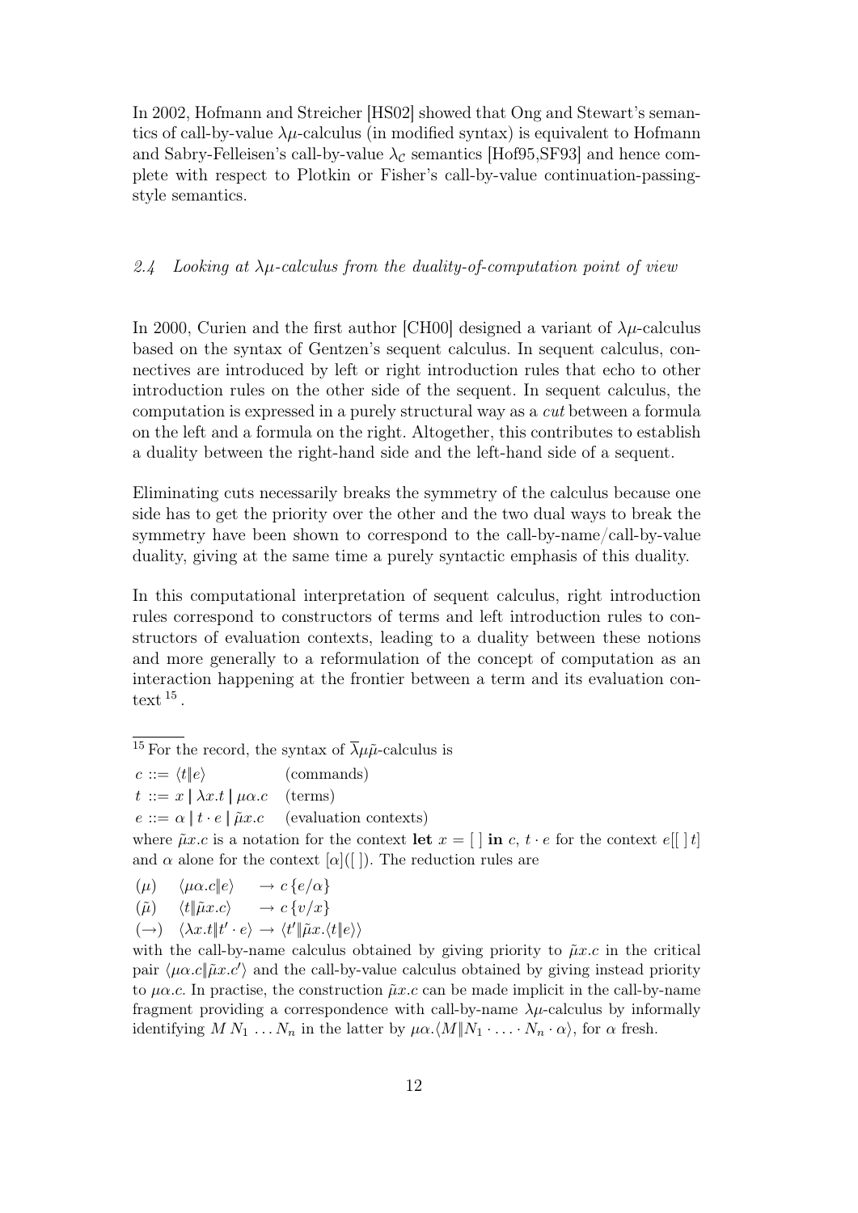In 2002, Hofmann and Streicher [HS02] showed that Ong and Stewart's semantics of call-by-value $\lambda\mu$-calculus (in modified syntax) is equivalent to Hofmann and Sabry-Felleisen's call-by-value $\lambda_{\mathcal{C}}$ semantics [Hof95,SF93] and hence complete with respect to Plotkin or Fisher's call-by-value continuation-passing-style semantics.

### *2.4 Looking at $\lambda\mu$-calculus from the duality-of-computation point of view*

In 2000, Curien and the first author [CH00] designed a variant of $\lambda\mu$-calculus based on the syntax of Gentzen's sequent calculus. In sequent calculus, connectives are introduced by left or right introduction rules that echo to other introduction rules on the other side of the sequent. In sequent calculus, the computation is expressed in a purely structural way as a *cut* between a formula on the left and a formula on the right. Altogether, this contributes to establish a duality between the right-hand side and the left-hand side of a sequent.

Eliminating cuts necessarily breaks the symmetry of the calculus because one side has to get the priority over the other and the two dual ways to break the symmetry have been shown to correspond to the call-by-name/call-by-value duality, giving at the same time a purely syntactic emphasis of this duality.

In this computational interpretation of sequent calculus, right introduction rules correspond to constructors of terms and left introduction rules to constructors of evaluation contexts, leading to a duality between these notions and more generally to a reformulation of the concept of computation as an interaction happening at the frontier between a term and its evaluation context [15].

---

[15] For the record, the syntax of $\overline{\lambda}\mu\tilde{\mu}$-calculus is

$c ::= \langle t \| e \rangle$ (commands)

$t ::= x \mid \lambda x.t \mid \mu\alpha.c$ (terms)

$e ::= \alpha \mid t \cdot e \mid \tilde{\mu}x.c$ (evaluation contexts)

where $\tilde{\mu}x.c$ is a notation for the context **let** $x = [\,]$ **in** $c$, $t \cdot e$ for the context $e[[\,]\,t]$ and $\alpha$ alone for the context $[\alpha]([\,])$. The reduction rules are

$(\mu)\quad \langle \mu\alpha.c \| e \rangle \quad \rightarrow c\,\{e/\alpha\}$

$(\tilde{\mu})\quad \langle t \| \tilde{\mu}x.c \rangle \quad \rightarrow c\,\{v/x\}$

$(\rightarrow)\quad \langle \lambda x.t \| t' \cdot e \rangle \rightarrow \langle t' \| \tilde{\mu}x.\langle t \| e \rangle \rangle$

with the call-by-name calculus obtained by giving priority to $\tilde{\mu}x.c$ in the critical pair $\langle \mu\alpha.c \| \tilde{\mu}x.c' \rangle$ and the call-by-value calculus obtained by giving instead priority to $\mu\alpha.c$. In practise, the construction $\tilde{\mu}x.c$ can be made implicit in the call-by-name fragment providing a correspondence with call-by-name $\lambda\mu$-calculus by informally identifying $M\,N_1\,\ldots N_n$ in the latter by $\mu\alpha.\langle M \| N_1 \cdot \ldots \cdot N_n \cdot \alpha \rangle$, for $\alpha$ fresh.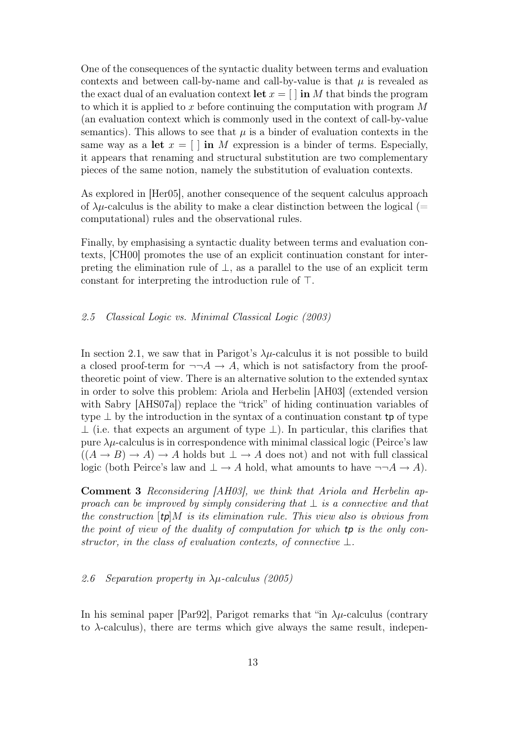One of the consequences of the syntactic duality between terms and evaluation contexts and between call-by-name and call-by-value is that $\mu$ is revealed as the exact dual of an evaluation context $\mathbf{let}\ x = [\,]\ \mathbf{in}\ M$ that binds the program to which it is applied to $x$ before continuing the computation with program $M$ (an evaluation context which is commonly used in the context of call-by-value semantics). This allows to see that $\mu$ is a binder of evaluation contexts in the same way as a $\mathbf{let}\ x = [\,]\ \mathbf{in}\ M$ expression is a binder of terms. Especially, it appears that renaming and structural substitution are two complementary pieces of the same notion, namely the substitution of evaluation contexts.

As explored in [Her05], another consequence of the sequent calculus approach of $\lambda\mu$-calculus is the ability to make a clear distinction between the logical (= computational) rules and the observational rules.

Finally, by emphasising a syntactic duality between terms and evaluation contexts, [CH00] promotes the use of an explicit continuation constant for interpreting the elimination rule of $\bot$, as a parallel to the use of an explicit term constant for interpreting the introduction rule of $\top$.

### *2.5 Classical Logic vs. Minimal Classical Logic (2003)*

In section 2.1, we saw that in Parigot's $\lambda\mu$-calculus it is not possible to build a closed proof-term for $\neg\neg A \to A$, which is not satisfactory from the proof-theoretic point of view. There is an alternative solution to the extended syntax in order to solve this problem: Ariola and Herbelin [AH03] (extended version with Sabry [AHS07a]) replace the "trick" of hiding continuation variables of type $\bot$ by the introduction in the syntax of a continuation constant $\mathsf{tp}$ of type $\bot$ (i.e. that expects an argument of type $\bot$). In particular, this clarifies that pure $\lambda\mu$-calculus is in correspondence with minimal classical logic (Peirce's law $((A \to B) \to A) \to A$ holds but $\bot \to A$ does not) and not with full classical logic (both Peirce's law and $\bot \to A$ hold, what amounts to have $\neg\neg A \to A$).

**Comment 3** *Reconsidering [AH03], we think that Ariola and Herbelin approach can be improved by simply considering that $\bot$ is a connective and that the construction $[\mathsf{tp}]M$ is its elimination rule. This view also is obvious from the point of view of the duality of computation for which $\mathsf{tp}$ is the only constructor, in the class of evaluation contexts, of connective $\bot$.*

### *2.6 Separation property in $\lambda\mu$-calculus (2005)*

In his seminal paper [Par92], Parigot remarks that "in $\lambda\mu$-calculus (contrary to $\lambda$-calculus), there are terms which give always the same result, indepen-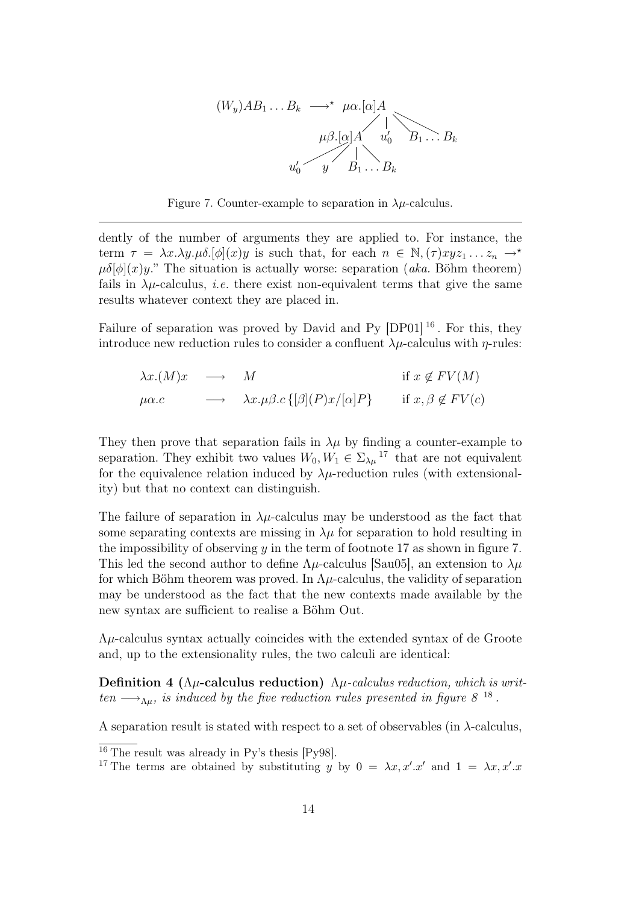$$(W_y)AB_1 \dots B_k \longrightarrow^\star \mu\alpha.[\alpha]A$$

Figure 7. Counter-example to separation in $\lambda\mu$-calculus.

dently of the number of arguments they are applied to. For instance, the term $\tau = \lambda x.\lambda y.\mu\delta.[\phi](x)y$ is such that, for each $n \in \mathbb{N}, (\tau)xyz_1 \dots z_n \to^\star \mu\delta[\phi](x)y$." The situation is actually worse: separation (*aka.* Böhm theorem) fails in $\lambda\mu$-calculus, *i.e.* there exist non-equivalent terms that give the same results whatever context they are placed in.

Failure of separation was proved by David and Py [DP01] [16]. For this, they introduce new reduction rules to consider a confluent $\lambda\mu$-calculus with $\eta$-rules:

$$\lambda x.(M)x \quad \longrightarrow \quad M \qquad\qquad \text{if } x \notin FV(M)$$

$$\mu\alpha.c \quad \longrightarrow \quad \lambda x.\mu\beta.c\,\{[\beta](P)x/[\alpha]P\} \qquad \text{if } x, \beta \notin FV(c)$$

They then prove that separation fails in $\lambda\mu$ by finding a counter-example to separation. They exhibit two values $W_0, W_1 \in \Sigma_{\lambda\mu}$ [17] that are not equivalent for the equivalence relation induced by $\lambda\mu$-reduction rules (with extensionality) but that no context can distinguish.

The failure of separation in $\lambda\mu$-calculus may be understood as the fact that some separating contexts are missing in $\lambda\mu$ for separation to hold resulting in the impossibility of observing $y$ in the term of footnote 17 as shown in figure 7. This led the second author to define $\Lambda\mu$-calculus [Sau05], an extension to $\lambda\mu$ for which Böhm theorem was proved. In $\Lambda\mu$-calculus, the validity of separation may be understood as the fact that the new contexts made available by the new syntax are sufficient to realise a Böhm Out.

$\Lambda\mu$-calculus syntax actually coincides with the extended syntax of de Groote and, up to the extensionality rules, the two calculi are identical:

**Definition 4 ($\Lambda\mu$-calculus reduction)** *$\Lambda\mu$-calculus reduction, which is written $\longrightarrow_{\Lambda\mu}$, is induced by the five reduction rules presented in figure 8* [18].

A separation result is stated with respect to a set of observables (in $\lambda$-calculus,

[16] The result was already in Py's thesis [Py98].

[17] The terms are obtained by substituting $y$ by $0 = \lambda x, x'.x'$ and $1 = \lambda x, x'.x$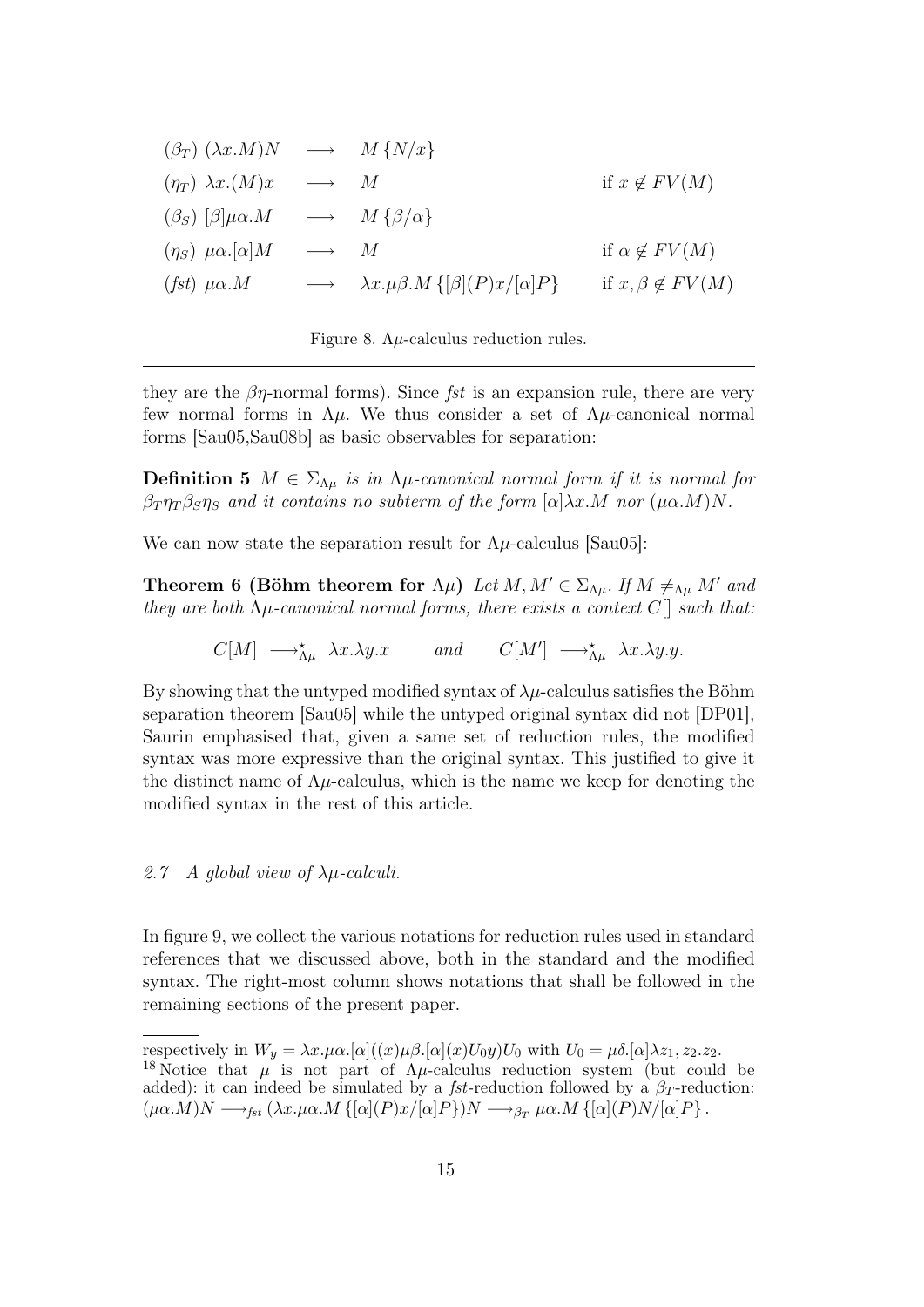$$
\begin{array}{llll}
(\beta_T)\ (\lambda x.M)N & \longrightarrow & M\{N/x\} & \\
(\eta_T)\ \lambda x.(M)x & \longrightarrow & M & \text{if } x \notin FV(M) \\
(\beta_S)\ [\beta]\mu\alpha.M & \longrightarrow & M\{\beta/\alpha\} & \\
(\eta_S)\ \mu\alpha.[\alpha]M & \longrightarrow & M & \text{if } \alpha \notin FV(M) \\
(\mathit{fst})\ \mu\alpha.M & \longrightarrow & \lambda x.\mu\beta.M\{[\beta](P)x/[\alpha]P\} & \text{if } x, \beta \notin FV(M)
\end{array}
$$

Figure 8. $\Lambda\mu$-calculus reduction rules.

they are the $\beta\eta$-normal forms). Since *fst* is an expansion rule, there are very few normal forms in $\Lambda\mu$. We thus consider a set of $\Lambda\mu$-canonical normal forms [Sau05,Sau08b] as basic observables for separation:

**Definition 5** *$M \in \Sigma_{\Lambda\mu}$ is in $\Lambda\mu$-canonical normal form if it is normal for $\beta_T\eta_T\beta_S\eta_S$ and it contains no subterm of the form $[\alpha]\lambda x.M$ nor $(\mu\alpha.M)N$.*

We can now state the separation result for $\Lambda\mu$-calculus [Sau05]:

**Theorem 6 (Böhm theorem for $\Lambda\mu$)** *Let $M, M' \in \Sigma_{\Lambda\mu}$. If $M \neq_{\Lambda\mu} M'$ and they are both $\Lambda\mu$-canonical normal forms, there exists a context $C[]$ such that:*

$$
C[M] \longrightarrow^{\star}_{\Lambda\mu} \lambda x.\lambda y.x \qquad \text{and} \qquad C[M'] \longrightarrow^{\star}_{\Lambda\mu} \lambda x.\lambda y.y.
$$

By showing that the untyped modified syntax of $\lambda\mu$-calculus satisfies the Böhm separation theorem [Sau05] while the untyped original syntax did not [DP01], Saurin emphasised that, given a same set of reduction rules, the modified syntax was more expressive than the original syntax. This justified to give it the distinct name of $\Lambda\mu$-calculus, which is the name we keep for denoting the modified syntax in the rest of this article.

### 2.7 A global view of $\lambda\mu$-calculi.

In figure 9, we collect the various notations for reduction rules used in standard references that we discussed above, both in the standard and the modified syntax. The right-most column shows notations that shall be followed in the remaining sections of the present paper.

---

respectively in $W_y = \lambda x.\mu\alpha.[\alpha]((x)\mu\beta.[\alpha](x)U_0y)U_0$ with $U_0 = \mu\delta.[\alpha]\lambda z_1, z_2.z_2$.

[18] Notice that $\mu$ is not part of $\Lambda\mu$-calculus reduction system (but could be added): it can indeed be simulated by a *fst*-reduction followed by a $\beta_T$-reduction: $(\mu\alpha.M)N \longrightarrow_{fst} (\lambda x.\mu\alpha.M\{[\alpha](P)x/[\alpha]P\})N \longrightarrow_{\beta_T} \mu\alpha.M\{[\alpha](P)N/[\alpha]P\}$.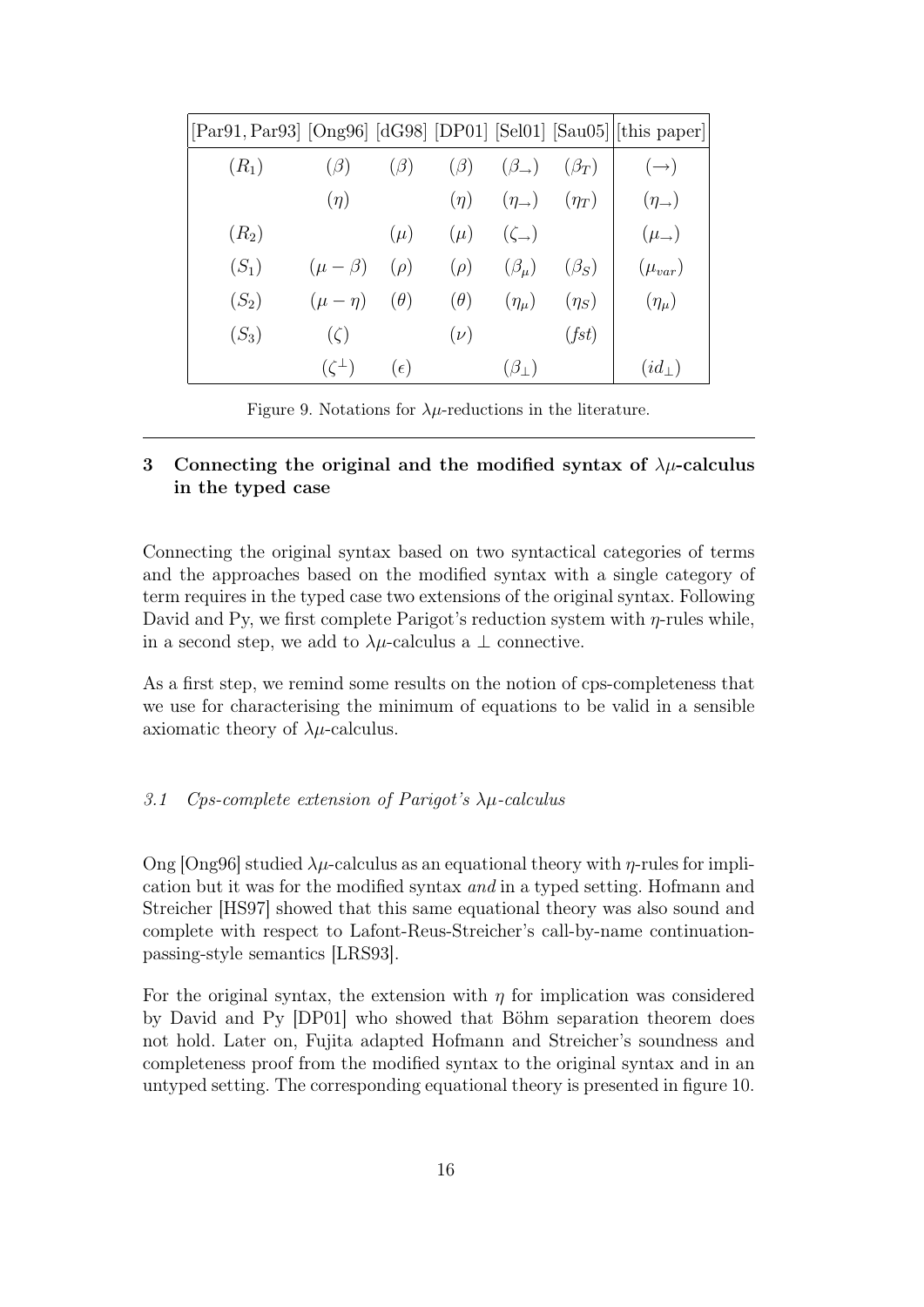| [Par91, Par93] | [Ong96] | [dG98] | [DP01] | [Sel01] | [Sau05] | [this paper] |
|---|---|---|---|---|---|---|
| $(R_1)$ | $(\beta)$ | $(\beta)$ | $(\beta)$ | $(\beta_\to)$ | $(\beta_T)$ | $(\to)$ |
| | $(\eta)$ | | $(\eta)$ | $(\eta_\to)$ | $(\eta_T)$ | $(\eta_\to)$ |
| $(R_2)$ | | $(\mu)$ | $(\mu)$ | $(\zeta_\to)$ | | $(\mu_\to)$ |
| $(S_1)$ | $(\mu-\beta)$ | $(\rho)$ | $(\rho)$ | $(\beta_\mu)$ | $(\beta_S)$ | $(\mu_{var})$ |
| $(S_2)$ | $(\mu-\eta)$ | $(\theta)$ | $(\theta)$ | $(\eta_\mu)$ | $(\eta_S)$ | $(\eta_\mu)$ |
| $(S_3)$ | $(\zeta)$ | | $(\nu)$ | | $(fst)$ | |
| | $(\zeta^\perp)$ | $(\epsilon)$ | | $(\beta_\perp)$ | | $(id_\perp)$ |

Figure 9. Notations for $\lambda\mu$-reductions in the literature.

## 3 Connecting the original and the modified syntax of $\lambda\mu$-calculus in the typed case

Connecting the original syntax based on two syntactical categories of terms and the approaches based on the modified syntax with a single category of term requires in the typed case two extensions of the original syntax. Following David and Py, we first complete Parigot's reduction system with $\eta$-rules while, in a second step, we add to $\lambda\mu$-calculus a $\perp$ connective.

As a first step, we remind some results on the notion of cps-completeness that we use for characterising the minimum of equations to be valid in a sensible axiomatic theory of $\lambda\mu$-calculus.

### *3.1 Cps-complete extension of Parigot's $\lambda\mu$-calculus*

Ong [Ong96] studied $\lambda\mu$-calculus as an equational theory with $\eta$-rules for implication but it was for the modified syntax *and* in a typed setting. Hofmann and Streicher [HS97] showed that this same equational theory was also sound and complete with respect to Lafont-Reus-Streicher's call-by-name continuation-passing-style semantics [LRS93].

For the original syntax, the extension with $\eta$ for implication was considered by David and Py [DP01] who showed that Böhm separation theorem does not hold. Later on, Fujita adapted Hofmann and Streicher's soundness and completeness proof from the modified syntax to the original syntax and in an untyped setting. The corresponding equational theory is presented in figure 10.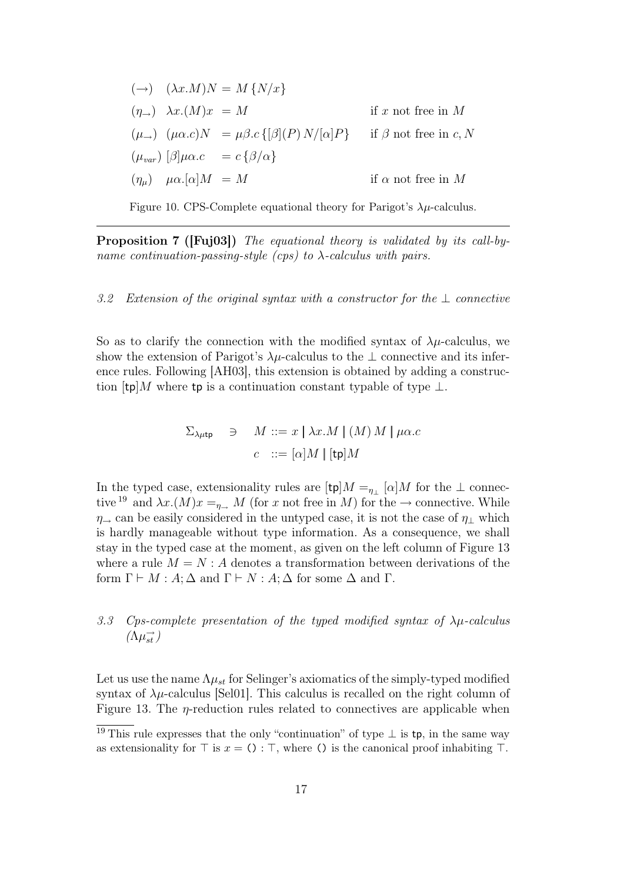$$
\begin{array}{llll}
(\rightarrow) & (\lambda x.M)N & = M\,\{N/x\} & \\
(\eta_\rightarrow) & \lambda x.(M)x & = M & \text{if } x \text{ not free in } M \\
(\mu_\rightarrow) & (\mu\alpha.c)N & = \mu\beta.c\,\{[\beta](P)\,N/[\alpha]P\} & \text{if } \beta \text{ not free in } c, N \\
(\mu_{var}) & [\beta]\mu\alpha.c & = c\,\{\beta/\alpha\} & \\
(\eta_\mu) & \mu\alpha.[\alpha]M & = M & \text{if } \alpha \text{ not free in } M
\end{array}
$$

Figure 10. CPS-Complete equational theory for Parigot's $\lambda\mu$-calculus.

---

**Proposition 7 ([Fuj03])** *The equational theory is validated by its call-by-name continuation-passing-style (cps) to $\lambda$-calculus with pairs.*

### *3.2 Extension of the original syntax with a constructor for the $\bot$ connective*

So as to clarify the connection with the modified syntax of $\lambda\mu$-calculus, we show the extension of Parigot's $\lambda\mu$-calculus to the $\bot$ connective and its inference rules. Following [AH03], this extension is obtained by adding a construction $[\mathsf{tp}]M$ where $\mathsf{tp}$ is a continuation constant typable of type $\bot$.

$$
\begin{array}{rrl}
\Sigma_{\lambda\mu\mathsf{tp}} & \ni & M ::= x \mid \lambda x.M \mid (M)\,M \mid \mu\alpha.c \\
& & c \;\; ::= [\alpha]M \mid [\mathsf{tp}]M
\end{array}
$$

In the typed case, extensionality rules are $[\mathsf{tp}]M =_{\eta_\bot} [\alpha]M$ for the $\bot$ connective [19] and $\lambda x.(M)x =_{\eta_\rightarrow} M$ (for $x$ not free in $M$) for the $\rightarrow$ connective. While $\eta_\rightarrow$ can be easily considered in the untyped case, it is not the case of $\eta_\bot$ which is hardly manageable without type information. As a consequence, we shall stay in the typed case at the moment, as given on the left column of Figure 13 where a rule $M = N : A$ denotes a transformation between derivations of the form $\Gamma \vdash M : A; \Delta$ and $\Gamma \vdash N : A; \Delta$ for some $\Delta$ and $\Gamma$.

### *3.3 Cps-complete presentation of the typed modified syntax of $\lambda\mu$-calculus ($\Lambda\mu_{st}^{\rightarrow}$)*

Let us use the name $\Lambda\mu_{st}$ for Selinger's axiomatics of the simply-typed modified syntax of $\lambda\mu$-calculus [Sel01]. This calculus is recalled on the right column of Figure 13. The $\eta$-reduction rules related to connectives are applicable when

---

[19] This rule expresses that the only "continuation" of type $\bot$ is $\mathsf{tp}$, in the same way as extensionality for $\top$ is $x = \texttt{()} : \top$, where $\texttt{()}$ is the canonical proof inhabiting $\top$.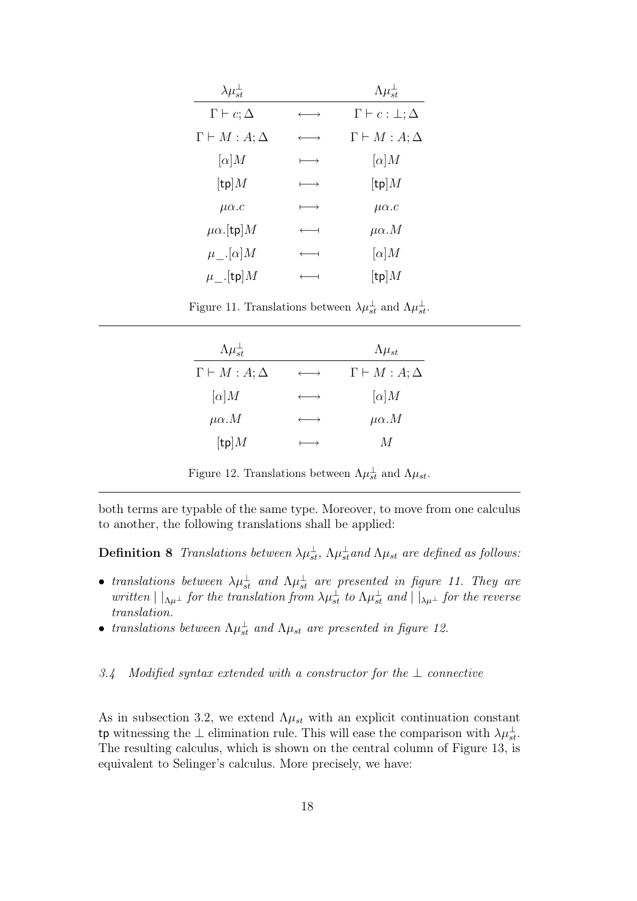| $\lambda\mu_{st}^{\perp}$ | | $\Lambda\mu_{st}^{\perp}$ |
|---|---|---|
| $\Gamma \vdash c; \Delta$ | $\longleftrightarrow$ | $\Gamma \vdash c : \perp; \Delta$ |
| $\Gamma \vdash M : A; \Delta$ | $\longleftrightarrow$ | $\Gamma \vdash M : A; \Delta$ |
| $[\alpha]M$ | $\longmapsto$ | $[\alpha]M$ |
| $[\mathsf{tp}]M$ | $\longmapsto$ | $[\mathsf{tp}]M$ |
| $\mu\alpha.c$ | $\longmapsto$ | $\mu\alpha.c$ |
| $\mu\alpha.[\mathsf{tp}]M$ | $\longleftarrow\!\!\!\!\dashv$ | $\mu\alpha.M$ |
| $\mu\_.[\alpha]M$ | $\longleftarrow\!\!\!\!\dashv$ | $[\alpha]M$ |
| $\mu\_.[\mathsf{tp}]M$ | $\longleftarrow\!\!\!\!\dashv$ | $[\mathsf{tp}]M$ |

Figure 11. Translations between $\lambda\mu_{st}^{\perp}$ and $\Lambda\mu_{st}^{\perp}$.

| $\Lambda\mu_{st}^{\perp}$ | | $\Lambda\mu_{st}$ |
|---|---|---|
| $\Gamma \vdash M : A; \Delta$ | $\longleftrightarrow$ | $\Gamma \vdash M : A; \Delta$ |
| $[\alpha]M$ | $\longleftrightarrow$ | $[\alpha]M$ |
| $\mu\alpha.M$ | $\longleftrightarrow$ | $\mu\alpha.M$ |
| $[\mathsf{tp}]M$ | $\longmapsto$ | $M$ |

Figure 12. Translations between $\Lambda\mu_{st}^{\perp}$ and $\Lambda\mu_{st}$.

both terms are typable of the same type. Moreover, to move from one calculus to another, the following translations shall be applied:

**Definition 8** *Translations between $\lambda\mu_{st}^{\perp}$, $\Lambda\mu_{st}^{\perp}$ and $\Lambda\mu_{st}$ are defined as follows:*

- *translations between $\lambda\mu_{st}^{\perp}$ and $\Lambda\mu_{st}^{\perp}$ are presented in figure 11. They are written $|\ |_{\Lambda\mu^{\perp}}$ for the translation from $\lambda\mu_{st}^{\perp}$ to $\Lambda\mu_{st}^{\perp}$ and $|\ |_{\lambda\mu^{\perp}}$ for the reverse translation.*
- *translations between $\Lambda\mu_{st}^{\perp}$ and $\Lambda\mu_{st}$ are presented in figure 12.*

### *3.4 Modified syntax extended with a constructor for the $\perp$ connective*

As in subsection 3.2, we extend $\Lambda\mu_{st}$ with an explicit continuation constant $\mathsf{tp}$ witnessing the $\perp$ elimination rule. This will ease the comparison with $\lambda\mu_{st}^{\perp}$. The resulting calculus, which is shown on the central column of Figure 13, is equivalent to Selinger's calculus. More precisely, we have: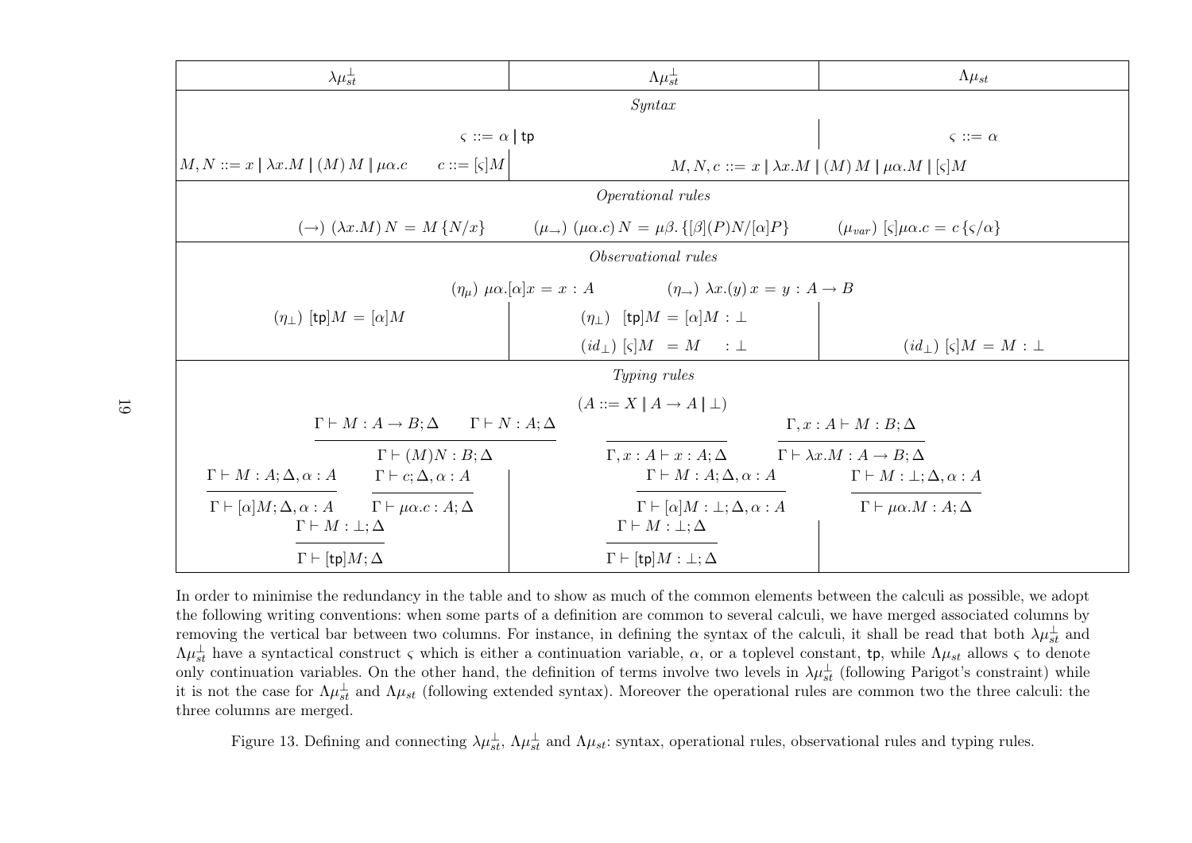| $\lambda\mu^{\perp}_{st}$ | $\Lambda\mu^{\perp}_{st}$ | $\Lambda\mu_{st}$ |
|---|---|---|
| *Syntax* | | |
| $\varsigma ::= \alpha \mid \mathsf{tp}$ | $\varsigma ::= \alpha \mid \mathsf{tp}$ | $\varsigma ::= \alpha$ |
| $M, N ::= x \mid \lambda x.M \mid (M)\,M \mid \mu\alpha.c \qquad c ::= [\varsigma]M$ | $M, N, c ::= x \mid \lambda x.M \mid (M)\,M \mid \mu\alpha.M \mid [\varsigma]M$ | $M, N, c ::= x \mid \lambda x.M \mid (M)\,M \mid \mu\alpha.M \mid [\varsigma]M$ |
| *Operational rules* | | |
| $(\rightarrow)\ (\lambda x.M)\,N = M\,\{N/x\}$ | $(\mu_{\rightarrow})\ (\mu\alpha.c)\,N = \mu\beta.\{[\beta](P)N/[\alpha]P\}$ | $(\mu_{var})\ [\varsigma]\mu\alpha.c = c\,\{\varsigma/\alpha\}$ |
| *Observational rules* | | |
| $(\eta_\mu)\ \mu\alpha.[\alpha]x = x : A$ | $(\eta_{\rightarrow})\ \lambda x.(y)\,x = y : A \rightarrow B$ | |
| $(\eta_\perp)\ [\mathsf{tp}]M = [\alpha]M$ | $(\eta_\perp)\ \ [\mathsf{tp}]M = [\alpha]M : \perp$ | |
| | $(id_\perp)\ [\varsigma]M\ \ = M\ \ \ \ : \perp$ | $(id_\perp)\ [\varsigma]M = M : \perp$ |
| *Typing rules* | | |
| $(A ::= X \mid A \rightarrow A \mid \perp)$ | | |
| $\dfrac{\Gamma \vdash M : A \rightarrow B; \Delta \qquad \Gamma \vdash N : A; \Delta}{\Gamma \vdash (M)N : B; \Delta}$ | $\dfrac{}{\Gamma, x : A \vdash x : A; \Delta}$ | $\dfrac{\Gamma, x : A \vdash M : B; \Delta}{\Gamma \vdash \lambda x.M : A \rightarrow B; \Delta}$ |
| $\dfrac{\Gamma \vdash M : A; \Delta, \alpha : A}{\Gamma \vdash [\alpha]M; \Delta, \alpha : A}$ $\quad$ $\dfrac{\Gamma \vdash c; \Delta, \alpha : A}{\Gamma \vdash \mu\alpha.c : A; \Delta}$ | $\dfrac{\Gamma \vdash M : A; \Delta, \alpha : A}{\Gamma \vdash [\alpha]M : \perp; \Delta, \alpha : A}$ | $\dfrac{\Gamma \vdash M : \perp; \Delta, \alpha : A}{\Gamma \vdash \mu\alpha.M : A; \Delta}$ |
| $\dfrac{\Gamma \vdash M : \perp; \Delta}{\Gamma \vdash [\mathsf{tp}]M; \Delta}$ | $\dfrac{\Gamma \vdash M : \perp; \Delta}{\Gamma \vdash [\mathsf{tp}]M : \perp; \Delta}$ | |

In order to minimise the redundancy in the table and to show as much of the common elements between the calculi as possible, we adopt the following writing conventions: when some parts of a definition are common to several calculi, we have merged associated columns by removing the vertical bar between two columns. For instance, in defining the syntax of the calculi, it shall be read that both $\lambda\mu^{\perp}_{st}$ and $\Lambda\mu^{\perp}_{st}$ have a syntactical construct $\varsigma$ which is either a continuation variable, $\alpha$, or a toplevel constant, $\mathsf{tp}$, while $\Lambda\mu_{st}$ allows $\varsigma$ to denote only continuation variables. On the other hand, the definition of terms involve two levels in $\lambda\mu^{\perp}_{st}$ (following Parigot's constraint) while it is not the case for $\Lambda\mu^{\perp}_{st}$ and $\Lambda\mu_{st}$ (following extended syntax). Moreover the operational rules are common two the three calculi: the three columns are merged.

Figure 13. Defining and connecting $\lambda\mu^{\perp}_{st}$, $\Lambda\mu^{\perp}_{st}$ and $\Lambda\mu_{st}$: syntax, operational rules, observational rules and typing rules.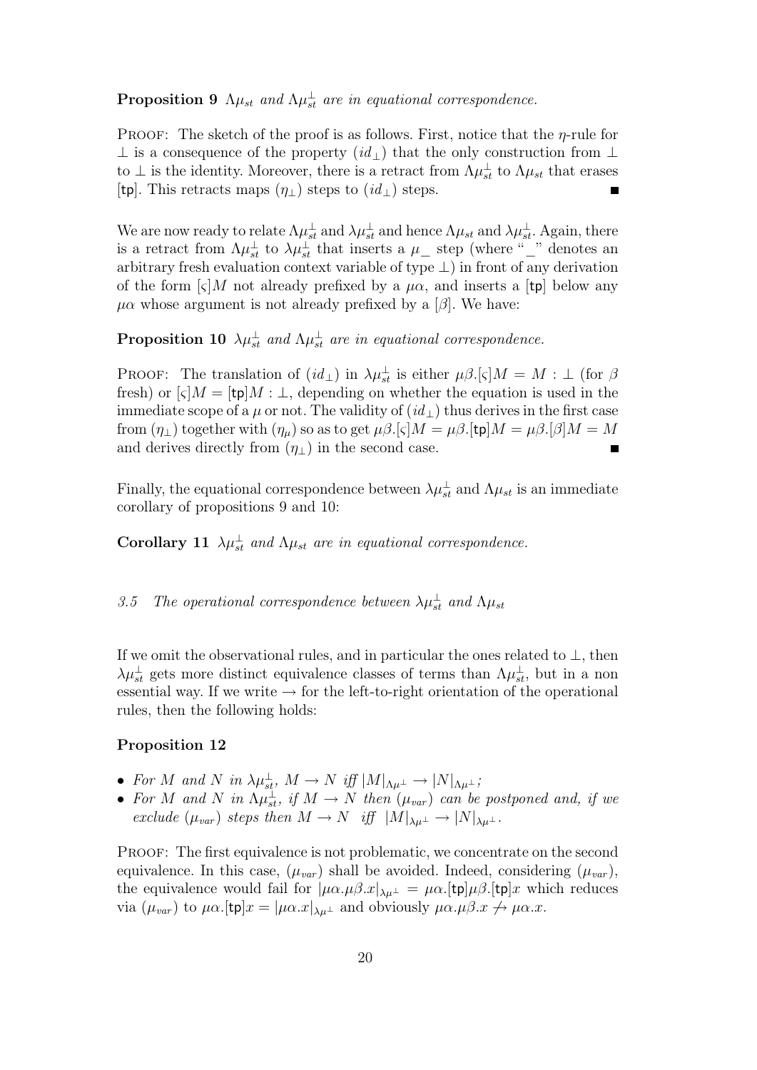**Proposition 9** *$\Lambda\mu_{st}$ and $\Lambda\mu_{st}^{\perp}$ are in equational correspondence.*

Proof: The sketch of the proof is as follows. First, notice that the $\eta$-rule for $\perp$ is a consequence of the property $(id_{\perp})$ that the only construction from $\perp$ to $\perp$ is the identity. Moreover, there is a retract from $\Lambda\mu_{st}^{\perp}$ to $\Lambda\mu_{st}$ that erases $[\mathsf{tp}]$. This retracts maps $(\eta_{\perp})$ steps to $(id_{\perp})$ steps. ∎

We are now ready to relate $\Lambda\mu_{st}^{\perp}$ and $\lambda\mu_{st}^{\perp}$ and hence $\Lambda\mu_{st}$ and $\lambda\mu_{st}^{\perp}$. Again, there is a retract from $\Lambda\mu_{st}^{\perp}$ to $\lambda\mu_{st}^{\perp}$ that inserts a $\mu\_$ step (where "\_" denotes an arbitrary fresh evaluation context variable of type $\perp$) in front of any derivation of the form $[\varsigma]M$ not already prefixed by a $\mu\alpha$, and inserts a $[\mathsf{tp}]$ below any $\mu\alpha$ whose argument is not already prefixed by a $[\beta]$. We have:

**Proposition 10** *$\lambda\mu_{st}^{\perp}$ and $\Lambda\mu_{st}^{\perp}$ are in equational correspondence.*

Proof: The translation of $(id_{\perp})$ in $\lambda\mu_{st}^{\perp}$ is either $\mu\beta.[\varsigma]M = M : \perp$ (for $\beta$ fresh) or $[\varsigma]M = [\mathsf{tp}]M : \perp$, depending on whether the equation is used in the immediate scope of a $\mu$ or not. The validity of $(id_{\perp})$ thus derives in the first case from $(\eta_{\perp})$ together with $(\eta_{\mu})$ so as to get $\mu\beta.[\varsigma]M = \mu\beta.[\mathsf{tp}]M = \mu\beta.[\beta]M = M$ and derives directly from $(\eta_{\perp})$ in the second case. ∎

Finally, the equational correspondence between $\lambda\mu_{st}^{\perp}$ and $\Lambda\mu_{st}$ is an immediate corollary of propositions 9 and 10:

**Corollary 11** *$\lambda\mu_{st}^{\perp}$ and $\Lambda\mu_{st}$ are in equational correspondence.*

### *3.5 The operational correspondence between $\lambda\mu_{st}^{\perp}$ and $\Lambda\mu_{st}$*

If we omit the observational rules, and in particular the ones related to $\perp$, then $\lambda\mu_{st}^{\perp}$ gets more distinct equivalence classes of terms than $\Lambda\mu_{st}^{\perp}$, but in a non essential way. If we write $\rightarrow$ for the left-to-right orientation of the operational rules, then the following holds:

**Proposition 12**

- *For $M$ and $N$ in $\lambda\mu_{st}^{\perp}$, $M \rightarrow N$ iff $|M|_{\Lambda\mu^{\perp}} \rightarrow |N|_{\Lambda\mu^{\perp}}$;*
- *For $M$ and $N$ in $\Lambda\mu_{st}^{\perp}$, if $M \rightarrow N$ then $(\mu_{var})$ can be postponed and, if we exclude $(\mu_{var})$ steps then $M \rightarrow N$ iff $|M|_{\lambda\mu^{\perp}} \rightarrow |N|_{\lambda\mu^{\perp}}$.*

Proof: The first equivalence is not problematic, we concentrate on the second equivalence. In this case, $(\mu_{var})$ shall be avoided. Indeed, considering $(\mu_{var})$, the equivalence would fail for $|\mu\alpha.\mu\beta.x|_{\lambda\mu^{\perp}} = \mu\alpha.[\mathsf{tp}]\mu\beta.[\mathsf{tp}]x$ which reduces via $(\mu_{var})$ to $\mu\alpha.[\mathsf{tp}]x = |\mu\alpha.x|_{\lambda\mu^{\perp}}$ and obviously $\mu\alpha.\mu\beta.x \not\rightarrow \mu\alpha.x$.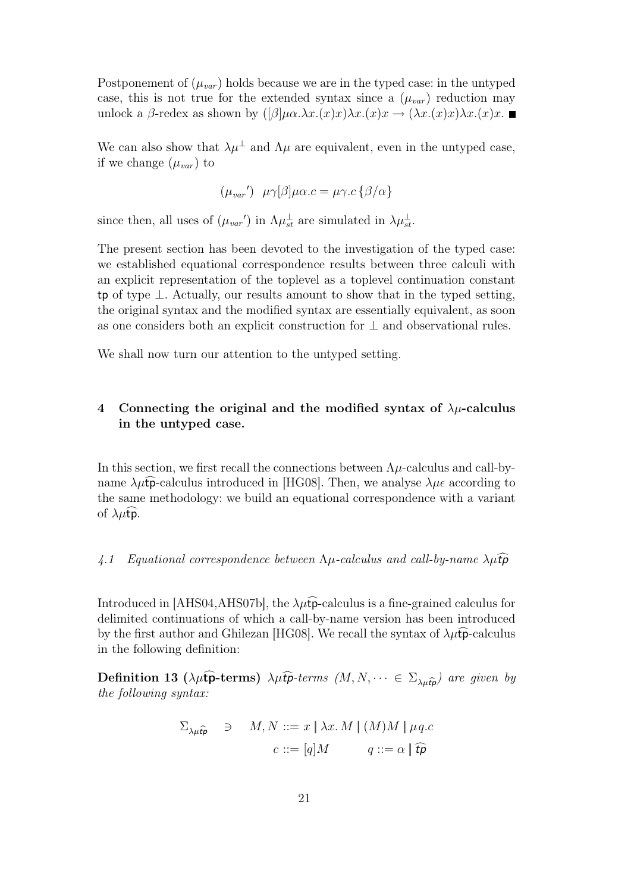Postponement of $(\mu_{var})$ holds because we are in the typed case: in the untyped case, this is not true for the extended syntax since a $(\mu_{var})$ reduction may unlock a $\beta$-redex as shown by $([\beta]\mu\alpha.\lambda x.(x)x)\lambda x.(x)x \rightarrow (\lambda x.(x)x)\lambda x.(x)x$. ■

We can also show that $\lambda\mu^{\perp}$ and $\Lambda\mu$ are equivalent, even in the untyped case, if we change $(\mu_{var})$ to

$$(\mu_{var}{}') \quad \mu\gamma[\beta]\mu\alpha.c = \mu\gamma.c\,\{\beta/\alpha\}$$

since then, all uses of $(\mu_{var}{}')$ in $\Lambda\mu^{\perp}_{st}$ are simulated in $\lambda\mu^{\perp}_{st}$.

The present section has been devoted to the investigation of the typed case: we established equational correspondence results between three calculi with an explicit representation of the toplevel as a toplevel continuation constant $\mathsf{tp}$ of type $\perp$. Actually, our results amount to show that in the typed setting, the original syntax and the modified syntax are essentially equivalent, as soon as one considers both an explicit construction for $\perp$ and observational rules.

We shall now turn our attention to the untyped setting.

## 4 Connecting the original and the modified syntax of $\lambda\mu$-calculus in the untyped case.

In this section, we first recall the connections between $\Lambda\mu$-calculus and call-by-name $\lambda\mu\widehat{\mathsf{tp}}$-calculus introduced in [HG08]. Then, we analyse $\lambda\mu\epsilon$ according to the same methodology: we build an equational correspondence with a variant of $\lambda\mu\widehat{\mathsf{tp}}$.

### *4.1 Equational correspondence between $\Lambda\mu$-calculus and call-by-name $\lambda\mu\widehat{\mathsf{tp}}$*

Introduced in [AHS04,AHS07b], the $\lambda\mu\widehat{\mathsf{tp}}$-calculus is a fine-grained calculus for delimited continuations of which a call-by-name version has been introduced by the first author and Ghilezan [HG08]. We recall the syntax of $\lambda\mu\widehat{\mathsf{tp}}$-calculus in the following definition:

**Definition 13 ($\lambda\mu\widehat{\mathsf{tp}}$-terms)** *$\lambda\mu\widehat{\mathsf{tp}}$-terms ($M, N, \cdots \in \Sigma_{\lambda\mu\widehat{\mathsf{tp}}}$) are given by the following syntax:*

$$\Sigma_{\lambda\mu\widehat{tp}} \quad \ni \quad M, N ::= x \mid \lambda x.\, M \mid (M)M \mid \mu q.c$$
$$c ::= [q]M \qquad q ::= \alpha \mid \widehat{tp}$$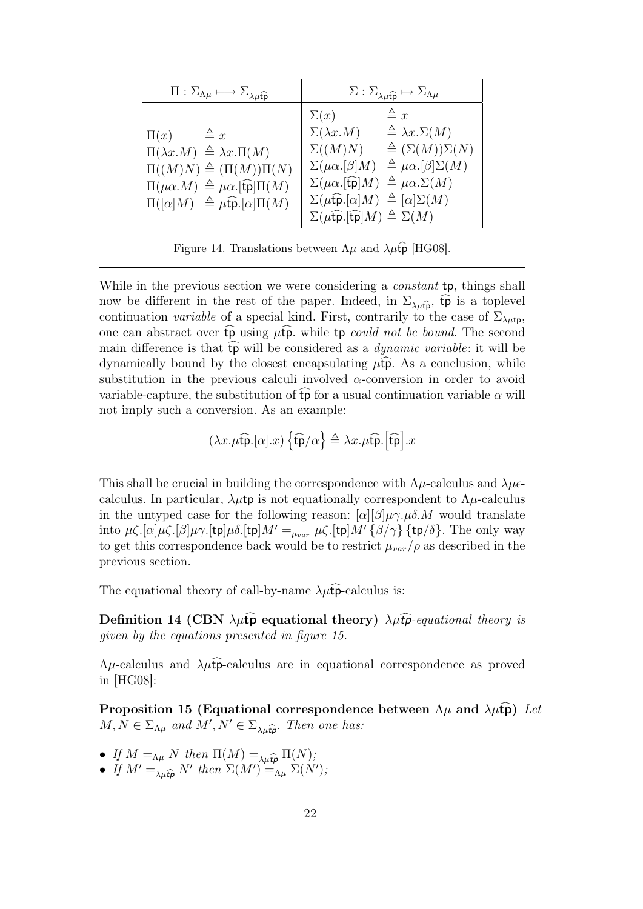| $\Pi : \Sigma_{\Lambda\mu} \longmapsto \Sigma_{\lambda\mu\widehat{\mathsf{tp}}}$ | $\Sigma : \Sigma_{\lambda\mu\widehat{\mathsf{tp}}} \mapsto \Sigma_{\Lambda\mu}$ |
|---|---|
| $\Pi(x) \triangleq x$ | $\Sigma(x) \triangleq x$ |
| $\Pi(\lambda x.M) \triangleq \lambda x.\Pi(M)$ | $\Sigma(\lambda x.M) \triangleq \lambda x.\Sigma(M)$ |
| $\Pi((M)N) \triangleq (\Pi(M))\Pi(N)$ | $\Sigma((M)N) \triangleq (\Sigma(M))\Sigma(N)$ |
| $\Pi(\mu\alpha.M) \triangleq \mu\alpha.[\widehat{\mathsf{tp}}]\Pi(M)$ | $\Sigma(\mu\alpha.[\beta]M) \triangleq \mu\alpha.[\beta]\Sigma(M)$ |
| $\Pi([\alpha]M) \triangleq \mu\widehat{\mathsf{tp}}.[\alpha]\Pi(M)$ | $\Sigma(\mu\alpha.[\widehat{\mathsf{tp}}]M) \triangleq \mu\alpha.\Sigma(M)$ |
| | $\Sigma(\mu\widehat{\mathsf{tp}}.[\alpha]M) \triangleq [\alpha]\Sigma(M)$ |
| | $\Sigma(\mu\widehat{\mathsf{tp}}.[\widehat{\mathsf{tp}}]M) \triangleq \Sigma(M)$ |

Figure 14. Translations between $\Lambda\mu$ and $\lambda\mu\widehat{\mathsf{tp}}$ [HG08].

While in the previous section we were considering a *constant* $\mathsf{tp}$, things shall now be different in the rest of the paper. Indeed, in $\Sigma_{\lambda\mu\widehat{\mathsf{tp}}}$, $\widehat{\mathsf{tp}}$ is a toplevel continuation *variable* of a special kind. First, contrarily to the case of $\Sigma_{\lambda\mu\mathsf{tp}}$, one can abstract over $\widehat{\mathsf{tp}}$ using $\mu\widehat{\mathsf{tp}}$. while $\mathsf{tp}$ *could not be bound*. The second main difference is that $\widehat{\mathsf{tp}}$ will be considered as a *dynamic variable*: it will be dynamically bound by the closest encapsulating $\mu\widehat{\mathsf{tp}}$. As a conclusion, while substitution in the previous calculi involved $\alpha$-conversion in order to avoid variable-capture, the substitution of $\widehat{\mathsf{tp}}$ for a usual continuation variable $\alpha$ will not imply such a conversion. As an example:

$$(\lambda x.\mu\widehat{\mathsf{tp}}.[\alpha].x)\left\{\widehat{\mathsf{tp}}/\alpha\right\} \triangleq \lambda x.\mu\widehat{\mathsf{tp}}.\left[\widehat{\mathsf{tp}}\right].x$$

This shall be crucial in building the correspondence with $\Lambda\mu$-calculus and $\lambda\mu\epsilon$-calculus. In particular, $\lambda\mu\mathsf{tp}$ is not equationally correspondent to $\Lambda\mu$-calculus in the untyped case for the following reason: $[\alpha][\beta]\mu\gamma.\mu\delta.M$ would translate into $\mu\zeta.[\alpha]\mu\zeta.[\beta]\mu\gamma.[\mathsf{tp}]\mu\delta.[\mathsf{tp}]M' =_{\mu_{var}} \mu\zeta.[\mathsf{tp}]M'\{\beta/\gamma\}\{\mathsf{tp}/\delta\}$. The only way to get this correspondence back would be to restrict $\mu_{var}/\rho$ as described in the previous section.

The equational theory of call-by-name $\lambda\mu\widehat{\mathsf{tp}}$-calculus is:

**Definition 14 (CBN $\lambda\mu\widehat{\mathsf{tp}}$ equational theory)** *$\lambda\mu\widehat{tp}$-equational theory is given by the equations presented in figure 15.*

$\Lambda\mu$-calculus and $\lambda\mu\widehat{\mathsf{tp}}$-calculus are in equational correspondence as proved in [HG08]:

**Proposition 15 (Equational correspondence between $\Lambda\mu$ and $\lambda\mu\widehat{\mathsf{tp}}$)** *Let $M, N \in \Sigma_{\Lambda\mu}$ and $M', N' \in \Sigma_{\lambda\mu\widehat{tp}}$. Then one has:*

- *If $M =_{\Lambda\mu} N$ then $\Pi(M) =_{\lambda\mu\widehat{tp}} \Pi(N)$;*
- *If $M' =_{\lambda\mu\widehat{tp}} N'$ then $\Sigma(M') =_{\Lambda\mu} \Sigma(N')$;*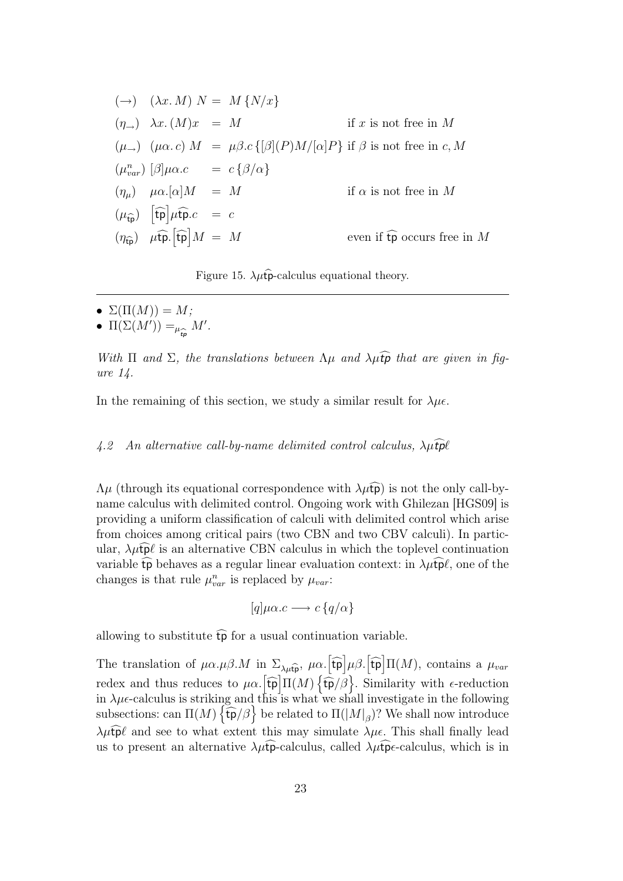$$
\begin{array}{llll}
(\rightarrow) & (\lambda x. M)\ N & = & M\{N/x\} \\
(\eta_\rightarrow) & \lambda x. (M)x & = & M \qquad \text{if } x \text{ is not free in } M \\
(\mu_\rightarrow) & (\mu\alpha. c)\ M & = & \mu\beta.c\{[\beta](P)M/[\alpha]P\} \text{ if } \beta \text{ is not free in } c, M \\
(\mu^n_{var}) & [\beta]\mu\alpha.c & = & c\{\beta/\alpha\} \\
(\eta_\mu) & \mu\alpha.[\alpha]M & = & M \qquad \text{if } \alpha \text{ is not free in } M \\
(\mu_{\widehat{\mathsf{tp}}}) & \left[\widehat{\mathsf{tp}}\right]\mu\widehat{\mathsf{tp}}.c & = & c \\
(\eta_{\widehat{\mathsf{tp}}}) & \mu\widehat{\mathsf{tp}}.\left[\widehat{\mathsf{tp}}\right]M & = & M \qquad \text{even if } \widehat{\mathsf{tp}} \text{ occurs free in } M
\end{array}
$$

Figure 15. $\lambda\mu\widehat{\mathsf{tp}}$-calculus equational theory.

- $\Sigma(\Pi(M)) = M$;
- $\Pi(\Sigma(M')) =_{\mu_{\widehat{tp}}} M'$.

*With $\Pi$ and $\Sigma$, the translations between $\Lambda\mu$ and $\lambda\mu\widehat{\mathsf{tp}}$ that are given in figure 14.*

In the remaining of this section, we study a similar result for $\lambda\mu\epsilon$.

### *4.2 An alternative call-by-name delimited control calculus, $\lambda\mu\widehat{\mathsf{tp}}\ell$*

$\Lambda\mu$ (through its equational correspondence with $\lambda\mu\widehat{\mathsf{tp}}$) is not the only call-by-name calculus with delimited control. Ongoing work with Ghilezan [HGS09] is providing a uniform classification of calculi with delimited control which arise from choices among critical pairs (two CBN and two CBV calculi). In particular, $\lambda\mu\widehat{\mathsf{tp}}\ell$ is an alternative CBN calculus in which the toplevel continuation variable $\widehat{\mathsf{tp}}$ behaves as a regular linear evaluation context: in $\lambda\mu\widehat{\mathsf{tp}}\ell$, one of the changes is that rule $\mu^n_{var}$ is replaced by $\mu_{var}$:

$$
[q]\mu\alpha.c \longrightarrow c\{q/\alpha\}
$$

allowing to substitute $\widehat{\mathsf{tp}}$ for a usual continuation variable.

The translation of $\mu\alpha.\mu\beta.M$ in $\Sigma_{\lambda\mu\widehat{\mathsf{tp}}}$, $\mu\alpha.\left[\widehat{\mathsf{tp}}\right]\mu\beta.\left[\widehat{\mathsf{tp}}\right]\Pi(M)$, contains a $\mu_{var}$ redex and thus reduces to $\mu\alpha.\left[\widehat{\mathsf{tp}}\right]\Pi(M)\left\{\widehat{\mathsf{tp}}/\beta\right\}$. Similarity with $\epsilon$-reduction in $\lambda\mu\epsilon$-calculus is striking and this is what we shall investigate in the following subsections: can $\Pi(M)\left\{\widehat{\mathsf{tp}}/\beta\right\}$ be related to $\Pi(|M|_\beta)$? We shall now introduce $\lambda\mu\widehat{\mathsf{tp}}\ell$ and see to what extent this may simulate $\lambda\mu\epsilon$. This shall finally lead us to present an alternative $\lambda\mu\widehat{\mathsf{tp}}$-calculus, called $\lambda\mu\widehat{\mathsf{tp}}\epsilon$-calculus, which is in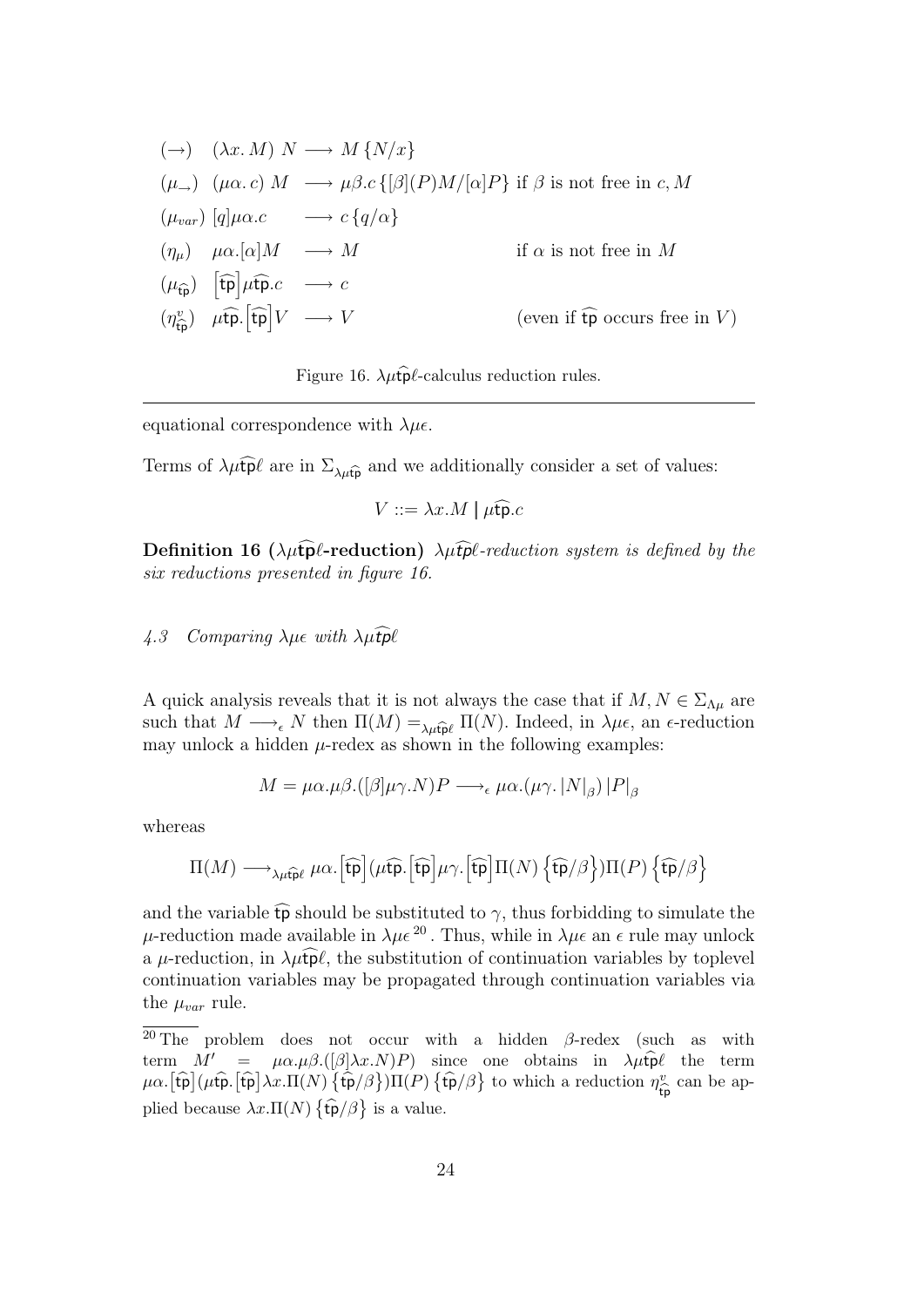$$
\begin{array}{llll}
(\to) & (\lambda x.\, M)\ N & \longrightarrow M\,\{N/x\} & \\
(\mu_\to) & (\mu\alpha.\, c)\ M & \longrightarrow \mu\beta.c\,\{[\beta](P)M/[\alpha]P\} & \text{if } \beta \text{ is not free in } c, M \\
(\mu_{var}) & [q]\mu\alpha.c & \longrightarrow c\,\{q/\alpha\} & \\
(\eta_\mu) & \mu\alpha.[\alpha]M & \longrightarrow M & \text{if } \alpha \text{ is not free in } M \\
(\mu_{\widehat{\mathsf{tp}}}) & \left[\widehat{\mathsf{tp}}\right]\mu\widehat{\mathsf{tp}}.c & \longrightarrow c & \\
(\eta^v_{\widehat{\mathsf{tp}}}) & \mu\widehat{\mathsf{tp}}.\left[\widehat{\mathsf{tp}}\right]V & \longrightarrow V & \text{(even if } \widehat{\mathsf{tp}} \text{ occurs free in } V)
\end{array}
$$

Figure 16. $\lambda\mu\widehat{\mathsf{tp}}\ell$-calculus reduction rules.

---

equational correspondence with $\lambda\mu\epsilon$.

Terms of $\lambda\mu\widehat{\mathsf{tp}}\ell$ are in $\Sigma_{\lambda\mu\widehat{\mathsf{tp}}}$ and we additionally consider a set of values:

$$V ::= \lambda x.M \mid \mu\widehat{\mathsf{tp}}.c$$

**Definition 16 ($\lambda\mu\widehat{\mathsf{tp}}\ell$-reduction)** *$\lambda\mu\widehat{tp}\ell$-reduction system is defined by the six reductions presented in figure 16.*

### *4.3 Comparing $\lambda\mu\epsilon$ with $\lambda\mu\widehat{tp}\ell$*

A quick analysis reveals that it is not always the case that if $M, N \in \Sigma_{\Lambda\mu}$ are such that $M \longrightarrow_\epsilon N$ then $\Pi(M) =_{\lambda\mu\widehat{\mathsf{tp}}\ell} \Pi(N)$. Indeed, in $\lambda\mu\epsilon$, an $\epsilon$-reduction may unlock a hidden $\mu$-redex as shown in the following examples:

$$M = \mu\alpha.\mu\beta.([\beta]\mu\gamma.N)P \longrightarrow_\epsilon \mu\alpha.(\mu\gamma.\,|N|_\beta)\,|P|_\beta$$

whereas

$$\Pi(M) \longrightarrow_{\lambda\mu\widehat{\mathsf{tp}}\ell} \mu\alpha.\left[\widehat{\mathsf{tp}}\right](\mu\widehat{\mathsf{tp}}.\left[\widehat{\mathsf{tp}}\right]\mu\gamma.\left[\widehat{\mathsf{tp}}\right]\Pi(N)\left\{\widehat{\mathsf{tp}}/\beta\right\})\Pi(P)\left\{\widehat{\mathsf{tp}}/\beta\right\}$$

and the variable $\widehat{\mathsf{tp}}$ should be substituted to $\gamma$, thus forbidding to simulate the $\mu$-reduction made available in $\lambda\mu\epsilon$ [20]. Thus, while in $\lambda\mu\epsilon$ an $\epsilon$ rule may unlock a $\mu$-reduction, in $\lambda\mu\widehat{\mathsf{tp}}\ell$, the substitution of continuation variables by toplevel continuation variables may be propagated through continuation variables via the $\mu_{var}$ rule.

---

[20] The problem does not occur with a hidden $\beta$-redex (such as with term $M' = \mu\alpha.\mu\beta.([\beta]\lambda x.N)P$) since one obtains in $\lambda\mu\widehat{\mathsf{tp}}\ell$ the term $\mu\alpha.\left[\widehat{\mathsf{tp}}\right](\mu\widehat{\mathsf{tp}}.\left[\widehat{\mathsf{tp}}\right]\lambda x.\Pi(N)\left\{\widehat{\mathsf{tp}}/\beta\right\})\Pi(P)\left\{\widehat{\mathsf{tp}}/\beta\right\}$ to which a reduction $\eta^v_{\widehat{\mathsf{tp}}}$ can be applied because $\lambda x.\Pi(N)\left\{\widehat{\mathsf{tp}}/\beta\right\}$ is a value.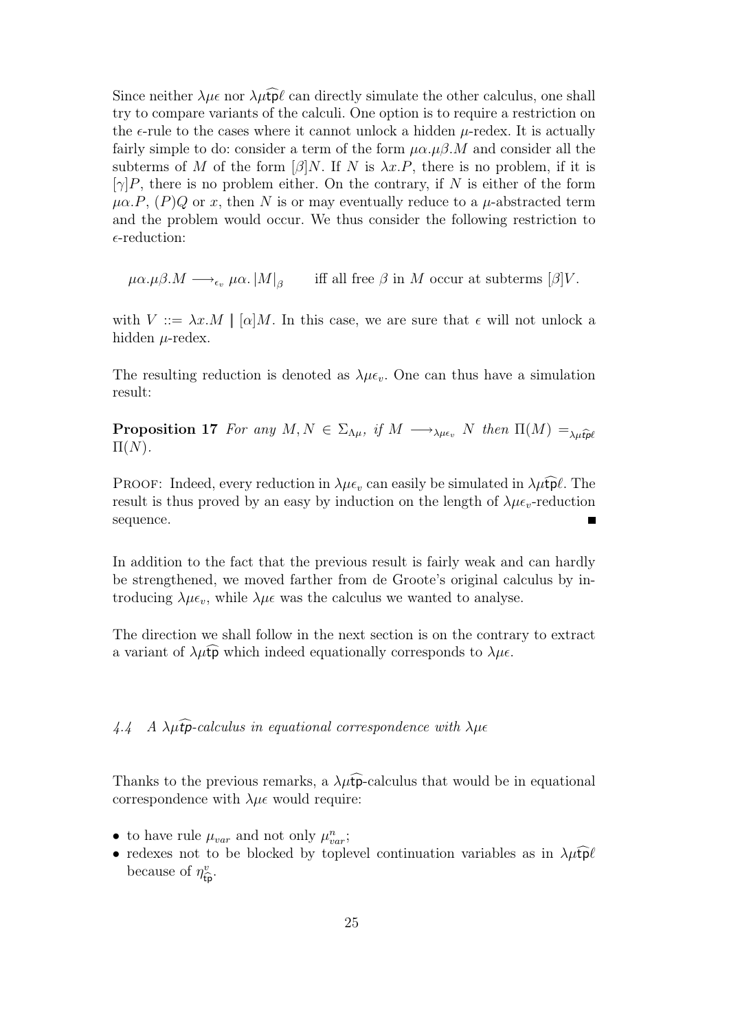Since neither $\lambda\mu\epsilon$ nor $\lambda\mu\widehat{\mathsf{tp}}\ell$ can directly simulate the other calculus, one shall try to compare variants of the calculi. One option is to require a restriction on the $\epsilon$-rule to the cases where it cannot unlock a hidden $\mu$-redex. It is actually fairly simple to do: consider a term of the form $\mu\alpha.\mu\beta.M$ and consider all the subterms of $M$ of the form $[\beta]N$. If $N$ is $\lambda x.P$, there is no problem, if it is $[\gamma]P$, there is no problem either. On the contrary, if $N$ is either of the form $\mu\alpha.P$, $(P)Q$ or $x$, then $N$ is or may eventually reduce to a $\mu$-abstracted term and the problem would occur. We thus consider the following restriction to $\epsilon$-reduction:

$$\mu\alpha.\mu\beta.M \longrightarrow_{\epsilon_v} \mu\alpha.\left|M\right|_\beta \qquad \text{iff all free } \beta \text{ in } M \text{ occur at subterms } [\beta]V.$$

with $V ::= \lambda x.M \parallel [\alpha]M$. In this case, we are sure that $\epsilon$ will not unlock a hidden $\mu$-redex.

The resulting reduction is denoted as $\lambda\mu\epsilon_v$. One can thus have a simulation result:

**Proposition 17** *For any $M, N \in \Sigma_{\Lambda\mu}$, if $M \longrightarrow_{\lambda\mu\epsilon_v} N$ then $\Pi(M) =_{\lambda\mu\widehat{\mathsf{tp}}\ell} \Pi(N)$.*

Proof: Indeed, every reduction in $\lambda\mu\epsilon_v$ can easily be simulated in $\lambda\mu\widehat{\mathsf{tp}}\ell$. The result is thus proved by an easy by induction on the length of $\lambda\mu\epsilon_v$-reduction sequence. ■

In addition to the fact that the previous result is fairly weak and can hardly be strengthened, we moved farther from de Groote's original calculus by introducing $\lambda\mu\epsilon_v$, while $\lambda\mu\epsilon$ was the calculus we wanted to analyse.

The direction we shall follow in the next section is on the contrary to extract a variant of $\lambda\mu\widehat{\mathsf{tp}}$ which indeed equationally corresponds to $\lambda\mu\epsilon$.

### *4.4 A $\lambda\mu\widehat{\mathsf{tp}}$-calculus in equational correspondence with $\lambda\mu\epsilon$*

Thanks to the previous remarks, a $\lambda\mu\widehat{\mathsf{tp}}$-calculus that would be in equational correspondence with $\lambda\mu\epsilon$ would require:

- to have rule $\mu_{var}$ and not only $\mu^n_{var}$;
- redexes not to be blocked by toplevel continuation variables as in $\lambda\mu\widehat{\mathsf{tp}}\ell$ because of $\eta^v_{\widehat{\mathsf{tp}}}$.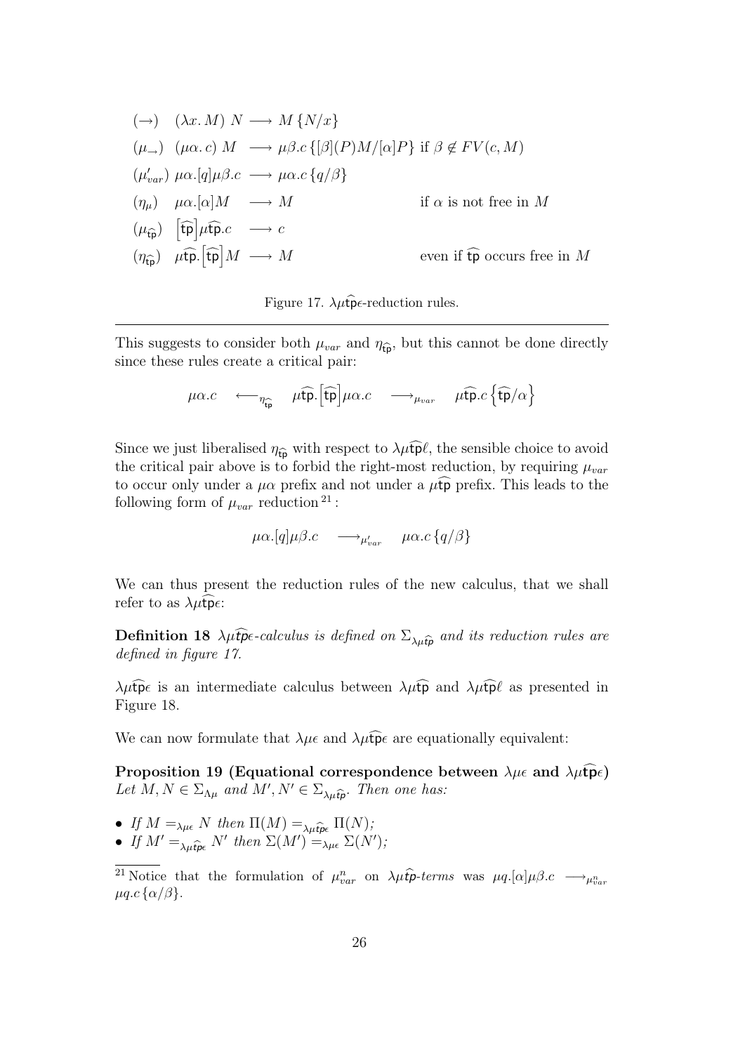$$
\begin{array}{lll}
(\to) & (\lambda x. M)\ N \longrightarrow M\{N/x\} & \\
(\mu_\to) & (\mu\alpha. c)\ M \longrightarrow \mu\beta.c\{[\beta](P)M/[\alpha]P\} \text{ if } \beta \notin FV(c, M) & \\
(\mu'_{var}) & \mu\alpha.[q]\mu\beta.c \longrightarrow \mu\alpha.c\{q/\beta\} & \\
(\eta_\mu) & \mu\alpha.[\alpha]M \longrightarrow M & \text{if } \alpha \text{ is not free in } M \\
(\mu_{\widehat{\mathsf{tp}}}) & \left[\widehat{\mathsf{tp}}\right]\mu\widehat{\mathsf{tp}}.c \longrightarrow c & \\
(\eta_{\widehat{\mathsf{tp}}}) & \mu\widehat{\mathsf{tp}}.\left[\widehat{\mathsf{tp}}\right]M \longrightarrow M & \text{even if } \widehat{\mathsf{tp}} \text{ occurs free in } M
\end{array}
$$

Figure 17. $\lambda\mu\widehat{\mathsf{tp}}\epsilon$-reduction rules.

---

This suggests to consider both $\mu_{var}$ and $\eta_{\widehat{\mathsf{tp}}}$, but this cannot be done directly since these rules create a critical pair:

$$
\mu\alpha.c \quad \longleftarrow_{\eta_{\widehat{\mathsf{tp}}}} \quad \mu\widehat{\mathsf{tp}}.\left[\widehat{\mathsf{tp}}\right]\mu\alpha.c \quad \longrightarrow_{\mu_{var}} \quad \mu\widehat{\mathsf{tp}}.c\left\{\widehat{\mathsf{tp}}/\alpha\right\}
$$

Since we just liberalised $\eta_{\widehat{\mathsf{tp}}}$ with respect to $\lambda\mu\widehat{\mathsf{tp}}\ell$, the sensible choice to avoid the critical pair above is to forbid the right-most reduction, by requiring $\mu_{var}$ to occur only under a $\mu\alpha$ prefix and not under a $\mu\widehat{\mathsf{tp}}$ prefix. This leads to the following form of $\mu_{var}$ reduction [21]:

$$
\mu\alpha.[q]\mu\beta.c \quad \longrightarrow_{\mu'_{var}} \quad \mu\alpha.c\{q/\beta\}
$$

We can thus present the reduction rules of the new calculus, that we shall refer to as $\lambda\mu\widehat{\mathsf{tp}}\epsilon$:

**Definition 18** *$\lambda\mu\widehat{tp}\epsilon$-calculus is defined on $\Sigma_{\lambda\mu\widehat{tp}}$ and its reduction rules are defined in figure 17.*

$\lambda\mu\widehat{\mathsf{tp}}\epsilon$ is an intermediate calculus between $\lambda\mu\widehat{\mathsf{tp}}$ and $\lambda\mu\widehat{\mathsf{tp}}\ell$ as presented in Figure 18.

We can now formulate that $\lambda\mu\epsilon$ and $\lambda\mu\widehat{\mathsf{tp}}\epsilon$ are equationally equivalent:

**Proposition 19 (Equational correspondence between $\lambda\mu\epsilon$ and $\lambda\mu\widehat{\mathsf{tp}}\epsilon$)** *Let $M, N \in \Sigma_{\Lambda_\mu}$ and $M', N' \in \Sigma_{\lambda\mu\widehat{tp}}$. Then one has:*

- *If $M =_{\lambda\mu\epsilon} N$ then $\Pi(M) =_{\lambda\mu\widehat{tp}\epsilon} \Pi(N)$;*
- *If $M' =_{\lambda\mu\widehat{tp}\epsilon} N'$ then $\Sigma(M') =_{\lambda\mu\epsilon} \Sigma(N')$;*

---

[21] Notice that the formulation of $\mu^n_{var}$ on $\lambda\mu\widehat{tp}$*-terms* was $\mu q.[\alpha]\mu\beta.c \longrightarrow_{\mu^n_{var}} \mu q.c\{\alpha/\beta\}$.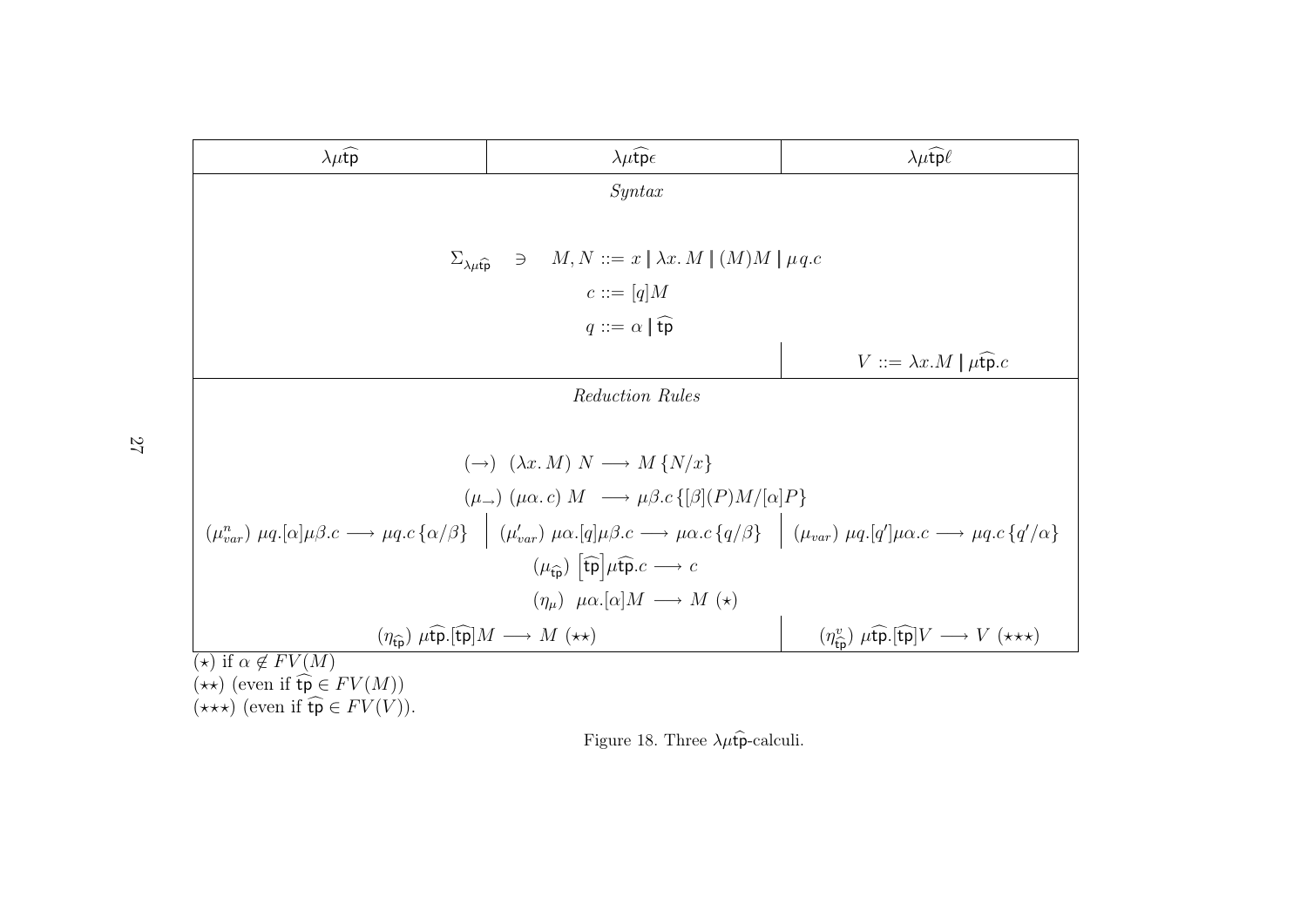| $\lambda\mu\widehat{\mathsf{tp}}$ | $\lambda\mu\widehat{\mathsf{tp}}\epsilon$ | $\lambda\mu\widehat{\mathsf{tp}}\ell$ |
|---|---|---|
| *Syntax* | | |
| $\Sigma_{\lambda\mu\widehat{\mathsf{tp}}} \ni \quad M, N ::= x \mid \lambda x.\, M \mid (M)M \mid \mu q.c$ | | |
| $c ::= [q]M$ | | |
| $q ::= \alpha \mid \widehat{\mathsf{tp}}$ | | |
| | | $V ::= \lambda x.M \mid \mu\widehat{\mathsf{tp}}.c$ |
| *Reduction Rules* | | |
| $(\rightarrow)\ \ (\lambda x.\, M)\ N \longrightarrow M\{N/x\}$ | | |
| $(\mu_{\rightarrow})\ (\mu\alpha.\, c)\ M \ \longrightarrow \mu\beta.c\{[\beta](P)M/[\alpha]P\}$ | | |
| $(\mu^{n}_{var})\ \mu q.[\alpha]\mu\beta.c \longrightarrow \mu q.c\{\alpha/\beta\}$ | $(\mu'_{var})\ \mu\alpha.[q]\mu\beta.c \longrightarrow \mu\alpha.c\{q/\beta\}$ | $(\mu_{var})\ \mu q.[q']\mu\alpha.c \longrightarrow \mu q.c\{q'/\alpha\}$ |
| $(\mu_{\widehat{\mathsf{tp}}})\ \left[\widehat{\mathsf{tp}}\right]\mu\widehat{\mathsf{tp}}.c \longrightarrow c$ | | |
| $(\eta_{\mu})\ \ \mu\alpha.[\alpha]M \longrightarrow M\ (\star)$ | | |
| $(\eta_{\widehat{\mathsf{tp}}})\ \mu\widehat{\mathsf{tp}}.[\widehat{\mathsf{tp}}]M \longrightarrow M\ (\star\star)$ | | $(\eta^{v}_{\widehat{\mathsf{tp}}})\ \mu\widehat{\mathsf{tp}}.[\widehat{\mathsf{tp}}]V \longrightarrow V\ (\star\star\star)$ |

$(\star)$ if $\alpha \notin FV(M)$
$(\star\star)$ (even if $\widehat{\mathsf{tp}} \in FV(M)$)
$(\star\star\star)$ (even if $\widehat{\mathsf{tp}} \in FV(V)$).

Figure 18. Three $\lambda\mu\widehat{\mathsf{tp}}$-calculi.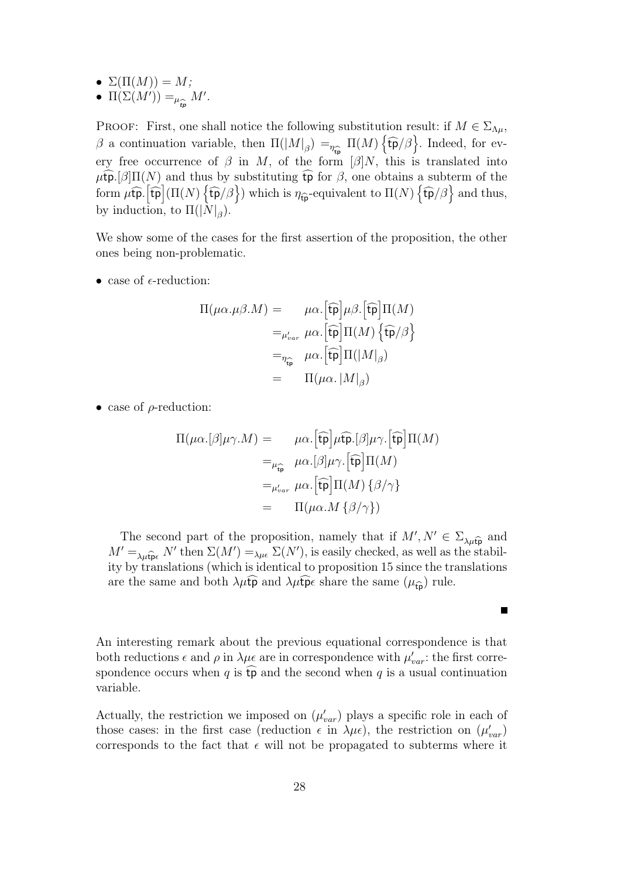- $\Sigma(\Pi(M)) = M$;
- $\Pi(\Sigma(M')) =_{\mu_{\widehat{tp}}} M'$.

PROOF: First, one shall notice the following substitution result: if $M \in \Sigma_{\Lambda\mu}$, $\beta$ a continuation variable, then $\Pi(|M|_\beta) =_{\eta_{\widehat{\mathsf{tp}}}} \Pi(M)\left\{\widehat{\mathsf{tp}}/\beta\right\}$. Indeed, for every free occurrence of $\beta$ in $M$, of the form $[\beta]N$, this is translated into $\mu\widehat{\mathsf{tp}}.[\beta]\Pi(N)$ and thus by substituting $\widehat{\mathsf{tp}}$ for $\beta$, one obtains a subterm of the form $\mu\widehat{\mathsf{tp}}.\left[\widehat{\mathsf{tp}}\right](\Pi(N)\left\{\widehat{\mathsf{tp}}/\beta\right\})$ which is $\eta_{\widehat{\mathsf{tp}}}$-equivalent to $\Pi(N)\left\{\widehat{\mathsf{tp}}/\beta\right\}$ and thus, by induction, to $\Pi(|N|_\beta)$.

We show some of the cases for the first assertion of the proposition, the other ones being non-problematic.

- case of $\epsilon$-reduction:

$$
\begin{aligned}
\Pi(\mu\alpha.\mu\beta.M) &= \quad \mu\alpha.\left[\widehat{\mathsf{tp}}\right]\mu\beta.\left[\widehat{\mathsf{tp}}\right]\Pi(M) \\
&=_{\mu'_{var}} \mu\alpha.\left[\widehat{\mathsf{tp}}\right]\Pi(M)\left\{\widehat{\mathsf{tp}}/\beta\right\} \\
&=_{\eta_{\widehat{\mathsf{tp}}}} \mu\alpha.\left[\widehat{\mathsf{tp}}\right]\Pi(|M|_\beta) \\
&= \quad \Pi(\mu\alpha.\,|M|_\beta)
\end{aligned}
$$

- case of $\rho$-reduction:

$$
\begin{aligned}
\Pi(\mu\alpha.[\beta]\mu\gamma.M) &= \quad \mu\alpha.\left[\widehat{\mathsf{tp}}\right]\mu\widehat{\mathsf{tp}}.[\beta]\mu\gamma.\left[\widehat{\mathsf{tp}}\right]\Pi(M) \\
&=_{\mu_{\widehat{\mathsf{tp}}}} \mu\alpha.[\beta]\mu\gamma.\left[\widehat{\mathsf{tp}}\right]\Pi(M) \\
&=_{\mu'_{var}} \mu\alpha.\left[\widehat{\mathsf{tp}}\right]\Pi(M)\left\{\beta/\gamma\right\} \\
&= \quad \Pi(\mu\alpha.M\left\{\beta/\gamma\right\})
\end{aligned}
$$

The second part of the proposition, namely that if $M', N' \in \Sigma_{\lambda\mu\widehat{\mathsf{tp}}}$ and $M' =_{\lambda\mu\widehat{\mathsf{tp}}\epsilon} N'$ then $\Sigma(M') =_{\lambda\mu\epsilon} \Sigma(N')$, is easily checked, as well as the stability by translations (which is identical to proposition 15 since the translations are the same and both $\lambda\mu\widehat{\mathsf{tp}}$ and $\lambda\mu\widehat{\mathsf{tp}}\epsilon$ share the same $(\mu_{\widehat{\mathsf{tp}}})$ rule.

■

An interesting remark about the previous equational correspondence is that both reductions $\epsilon$ and $\rho$ in $\lambda\mu\epsilon$ are in correspondence with $\mu'_{var}$: the first correspondence occurs when $q$ is $\widehat{\mathsf{tp}}$ and the second when $q$ is a usual continuation variable.

Actually, the restriction we imposed on $(\mu'_{var})$ plays a specific role in each of those cases: in the first case (reduction $\epsilon$ in $\lambda\mu\epsilon$), the restriction on $(\mu'_{var})$ corresponds to the fact that $\epsilon$ will not be propagated to subterms where it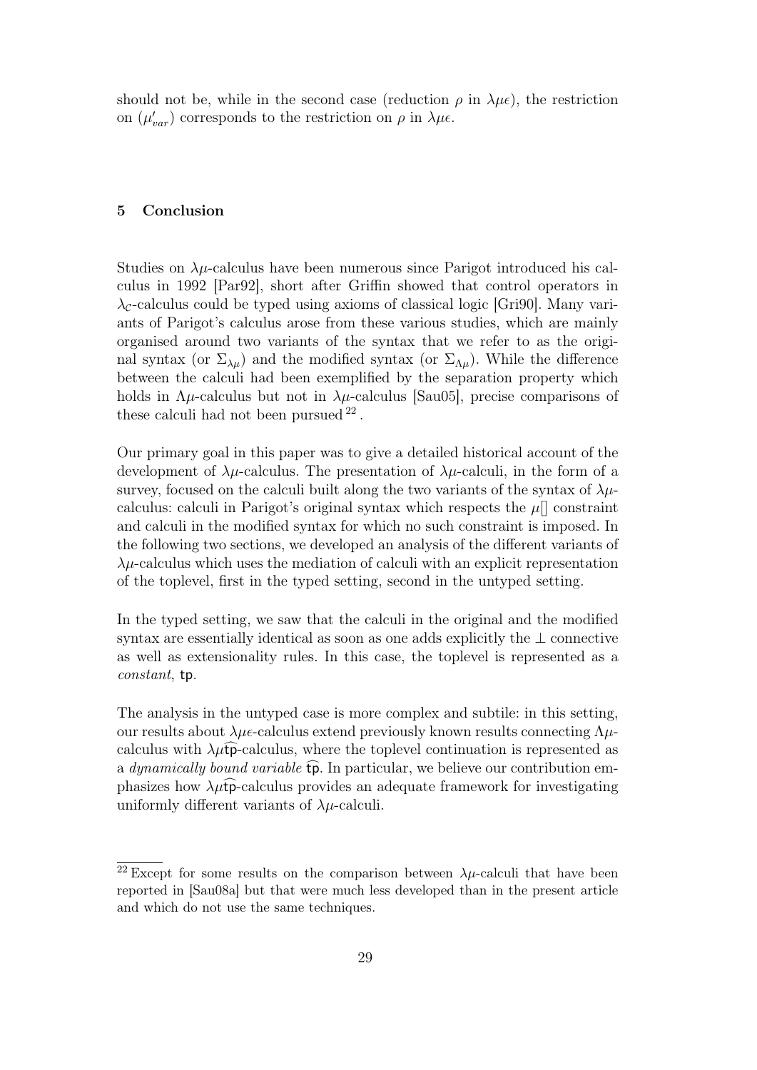should not be, while in the second case (reduction $\rho$ in $\lambda\mu\epsilon$), the restriction on $(\mu'_{var})$ corresponds to the restriction on $\rho$ in $\lambda\mu\epsilon$.

## 5 Conclusion

Studies on $\lambda\mu$-calculus have been numerous since Parigot introduced his calculus in 1992 [Par92], short after Griffin showed that control operators in $\lambda_{\mathcal{C}}$-calculus could be typed using axioms of classical logic [Gri90]. Many variants of Parigot's calculus arose from these various studies, which are mainly organised around two variants of the syntax that we refer to as the original syntax (or $\Sigma_{\lambda\mu}$) and the modified syntax (or $\Sigma_{\Lambda\mu}$). While the difference between the calculi had been exemplified by the separation property which holds in $\Lambda\mu$-calculus but not in $\lambda\mu$-calculus [Sau05], precise comparisons of these calculi had not been pursued [22].

Our primary goal in this paper was to give a detailed historical account of the development of $\lambda\mu$-calculus. The presentation of $\lambda\mu$-calculi, in the form of a survey, focused on the calculi built along the two variants of the syntax of $\lambda\mu$-calculus: calculi in Parigot's original syntax which respects the $\mu[]$ constraint and calculi in the modified syntax for which no such constraint is imposed. In the following two sections, we developed an analysis of the different variants of $\lambda\mu$-calculus which uses the mediation of calculi with an explicit representation of the toplevel, first in the typed setting, second in the untyped setting.

In the typed setting, we saw that the calculi in the original and the modified syntax are essentially identical as soon as one adds explicitly the $\bot$ connective as well as extensionality rules. In this case, the toplevel is represented as a *constant*, $\mathsf{tp}$.

The analysis in the untyped case is more complex and subtile: in this setting, our results about $\lambda\mu\epsilon$-calculus extend previously known results connecting $\Lambda\mu$-calculus with $\lambda\mu\widehat{\mathsf{tp}}$-calculus, where the toplevel continuation is represented as a *dynamically bound variable* $\widehat{\mathsf{tp}}$. In particular, we believe our contribution emphasizes how $\lambda\mu\widehat{\mathsf{tp}}$-calculus provides an adequate framework for investigating uniformly different variants of $\lambda\mu$-calculi.

[22] Except for some results on the comparison between $\lambda\mu$-calculi that have been reported in [Sau08a] but that were much less developed than in the present article and which do not use the same techniques.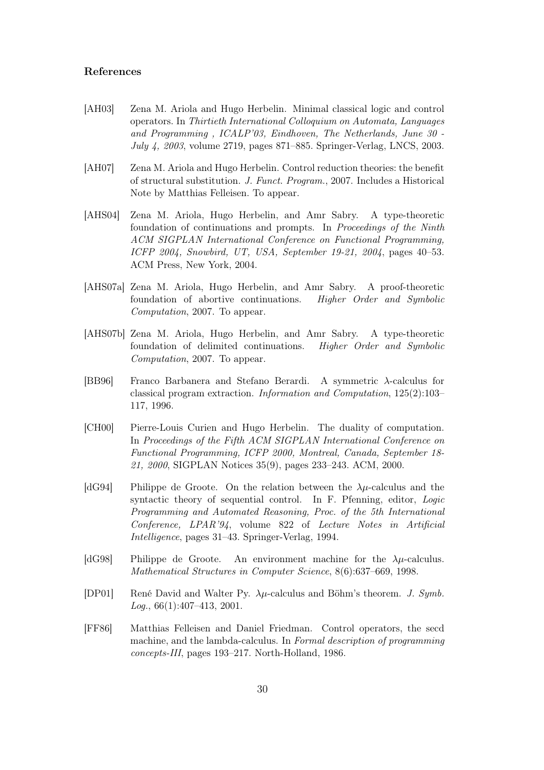### References

[AH03] Zena M. Ariola and Hugo Herbelin. Minimal classical logic and control operators. In *Thirtieth International Colloquium on Automata, Languages and Programming , ICALP'03, Eindhoven, The Netherlands, June 30 - July 4, 2003*, volume 2719, pages 871–885. Springer-Verlag, LNCS, 2003.

[AH07] Zena M. Ariola and Hugo Herbelin. Control reduction theories: the benefit of structural substitution. *J. Funct. Program.*, 2007. Includes a Historical Note by Matthias Felleisen. To appear.

[AHS04] Zena M. Ariola, Hugo Herbelin, and Amr Sabry. A type-theoretic foundation of continuations and prompts. In *Proceedings of the Ninth ACM SIGPLAN International Conference on Functional Programming, ICFP 2004, Snowbird, UT, USA, September 19-21, 2004*, pages 40–53. ACM Press, New York, 2004.

[AHS07a] Zena M. Ariola, Hugo Herbelin, and Amr Sabry. A proof-theoretic foundation of abortive continuations. *Higher Order and Symbolic Computation*, 2007. To appear.

[AHS07b] Zena M. Ariola, Hugo Herbelin, and Amr Sabry. A type-theoretic foundation of delimited continuations. *Higher Order and Symbolic Computation*, 2007. To appear.

[BB96] Franco Barbanera and Stefano Berardi. A symmetric $\lambda$-calculus for classical program extraction. *Information and Computation*, 125(2):103–117, 1996.

[CH00] Pierre-Louis Curien and Hugo Herbelin. The duality of computation. In *Proceedings of the Fifth ACM SIGPLAN International Conference on Functional Programming, ICFP 2000, Montreal, Canada, September 18-21, 2000*, SIGPLAN Notices 35(9), pages 233–243. ACM, 2000.

[dG94] Philippe de Groote. On the relation between the $\lambda\mu$-calculus and the syntactic theory of sequential control. In F. Pfenning, editor, *Logic Programming and Automated Reasoning, Proc. of the 5th International Conference, LPAR'94*, volume 822 of *Lecture Notes in Artificial Intelligence*, pages 31–43. Springer-Verlag, 1994.

[dG98] Philippe de Groote. An environment machine for the $\lambda\mu$-calculus. *Mathematical Structures in Computer Science*, 8(6):637–669, 1998.

[DP01] René David and Walter Py. $\lambda\mu$-calculus and Böhm's theorem. *J. Symb. Log.*, 66(1):407–413, 2001.

[FF86] Matthias Felleisen and Daniel Friedman. Control operators, the secd machine, and the lambda-calculus. In *Formal description of programming concepts-III*, pages 193–217. North-Holland, 1986.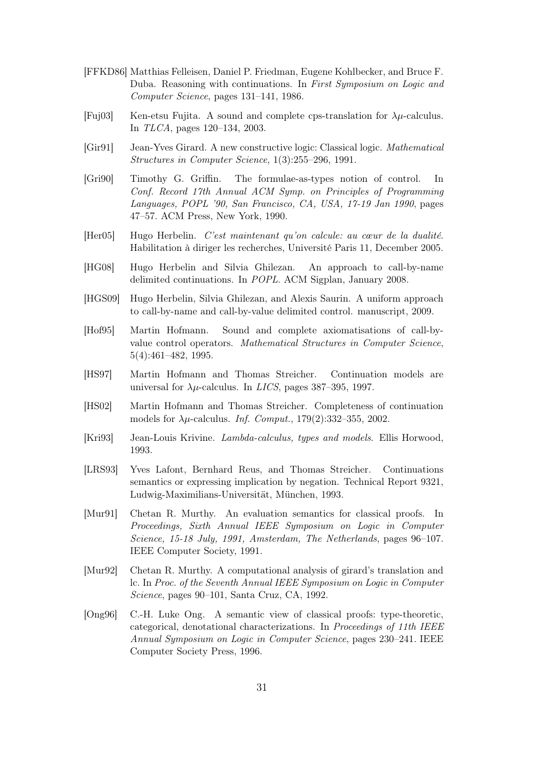[FFKD86] Matthias Felleisen, Daniel P. Friedman, Eugene Kohlbecker, and Bruce F. Duba. Reasoning with continuations. In *First Symposium on Logic and Computer Science*, pages 131–141, 1986.

[Fuj03] Ken-etsu Fujita. A sound and complete cps-translation for $\lambda\mu$-calculus. In *TLCA*, pages 120–134, 2003.

[Gir91] Jean-Yves Girard. A new constructive logic: Classical logic. *Mathematical Structures in Computer Science*, 1(3):255–296, 1991.

[Gri90] Timothy G. Griffin. The formulae-as-types notion of control. In *Conf. Record 17th Annual ACM Symp. on Principles of Programming Languages, POPL '90, San Francisco, CA, USA, 17-19 Jan 1990*, pages 47–57. ACM Press, New York, 1990.

[Her05] Hugo Herbelin. *C'est maintenant qu'on calcule: au cœur de la dualité*. Habilitation à diriger les recherches, Université Paris 11, December 2005.

[HG08] Hugo Herbelin and Silvia Ghilezan. An approach to call-by-name delimited continuations. In *POPL*. ACM Sigplan, January 2008.

[HGS09] Hugo Herbelin, Silvia Ghilezan, and Alexis Saurin. A uniform approach to call-by-name and call-by-value delimited control. manuscript, 2009.

[Hof95] Martin Hofmann. Sound and complete axiomatisations of call-by-value control operators. *Mathematical Structures in Computer Science*, 5(4):461–482, 1995.

[HS97] Martin Hofmann and Thomas Streicher. Continuation models are universal for $\lambda\mu$-calculus. In *LICS*, pages 387–395, 1997.

[HS02] Martin Hofmann and Thomas Streicher. Completeness of continuation models for $\lambda\mu$-calculus. *Inf. Comput.*, 179(2):332–355, 2002.

[Kri93] Jean-Louis Krivine. *Lambda-calculus, types and models*. Ellis Horwood, 1993.

[LRS93] Yves Lafont, Bernhard Reus, and Thomas Streicher. Continuations semantics or expressing implication by negation. Technical Report 9321, Ludwig-Maximilians-Universität, München, 1993.

[Mur91] Chetan R. Murthy. An evaluation semantics for classical proofs. In *Proceedings, Sixth Annual IEEE Symposium on Logic in Computer Science, 15-18 July, 1991, Amsterdam, The Netherlands*, pages 96–107. IEEE Computer Society, 1991.

[Mur92] Chetan R. Murthy. A computational analysis of girard's translation and lc. In *Proc. of the Seventh Annual IEEE Symposium on Logic in Computer Science*, pages 90–101, Santa Cruz, CA, 1992.

[Ong96] C.-H. Luke Ong. A semantic view of classical proofs: type-theoretic, categorical, denotational characterizations. In *Proceedings of 11th IEEE Annual Symposium on Logic in Computer Science*, pages 230–241. IEEE Computer Society Press, 1996.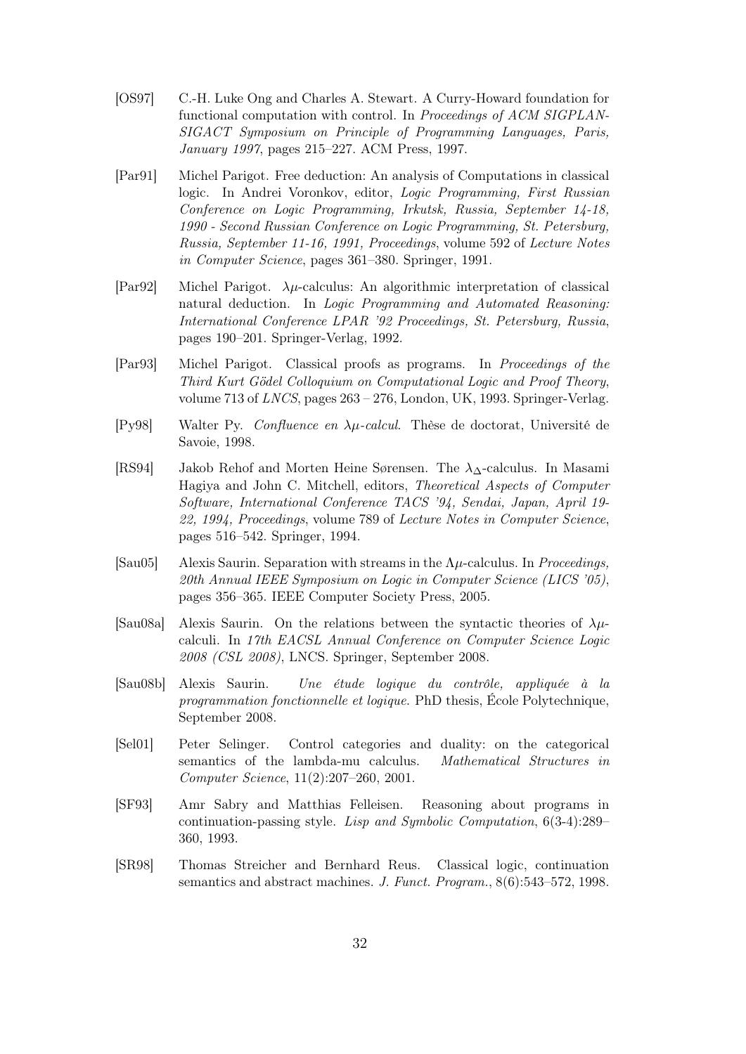[OS97] C.-H. Luke Ong and Charles A. Stewart. A Curry-Howard foundation for functional computation with control. In *Proceedings of ACM SIGPLAN-SIGACT Symposium on Principle of Programming Languages, Paris, January 1997*, pages 215–227. ACM Press, 1997.

[Par91] Michel Parigot. Free deduction: An analysis of Computations in classical logic. In Andrei Voronkov, editor, *Logic Programming, First Russian Conference on Logic Programming, Irkutsk, Russia, September 14-18, 1990 - Second Russian Conference on Logic Programming, St. Petersburg, Russia, September 11-16, 1991, Proceedings*, volume 592 of *Lecture Notes in Computer Science*, pages 361–380. Springer, 1991.

[Par92] Michel Parigot. $\lambda\mu$-calculus: An algorithmic interpretation of classical natural deduction. In *Logic Programming and Automated Reasoning: International Conference LPAR '92 Proceedings, St. Petersburg, Russia*, pages 190–201. Springer-Verlag, 1992.

[Par93] Michel Parigot. Classical proofs as programs. In *Proceedings of the Third Kurt Gödel Colloquium on Computational Logic and Proof Theory*, volume 713 of *LNCS*, pages 263 – 276, London, UK, 1993. Springer-Verlag.

[Py98] Walter Py. *Confluence en $\lambda\mu$-calcul*. Thèse de doctorat, Université de Savoie, 1998.

[RS94] Jakob Rehof and Morten Heine Sørensen. The $\lambda_\Delta$-calculus. In Masami Hagiya and John C. Mitchell, editors, *Theoretical Aspects of Computer Software, International Conference TACS '94, Sendai, Japan, April 19-22, 1994, Proceedings*, volume 789 of *Lecture Notes in Computer Science*, pages 516–542. Springer, 1994.

[Sau05] Alexis Saurin. Separation with streams in the $\Lambda\mu$-calculus. In *Proceedings, 20th Annual IEEE Symposium on Logic in Computer Science (LICS '05)*, pages 356–365. IEEE Computer Society Press, 2005.

[Sau08a] Alexis Saurin. On the relations between the syntactic theories of $\lambda\mu$-calculi. In *17th EACSL Annual Conference on Computer Science Logic 2008 (CSL 2008)*, LNCS. Springer, September 2008.

[Sau08b] Alexis Saurin. *Une étude logique du contrôle, appliquée à la programmation fonctionnelle et logique*. PhD thesis, École Polytechnique, September 2008.

[Sel01] Peter Selinger. Control categories and duality: on the categorical semantics of the lambda-mu calculus. *Mathematical Structures in Computer Science*, 11(2):207–260, 2001.

[SF93] Amr Sabry and Matthias Felleisen. Reasoning about programs in continuation-passing style. *Lisp and Symbolic Computation*, 6(3-4):289–360, 1993.

[SR98] Thomas Streicher and Bernhard Reus. Classical logic, continuation semantics and abstract machines. *J. Funct. Program.*, 8(6):543–572, 1998.